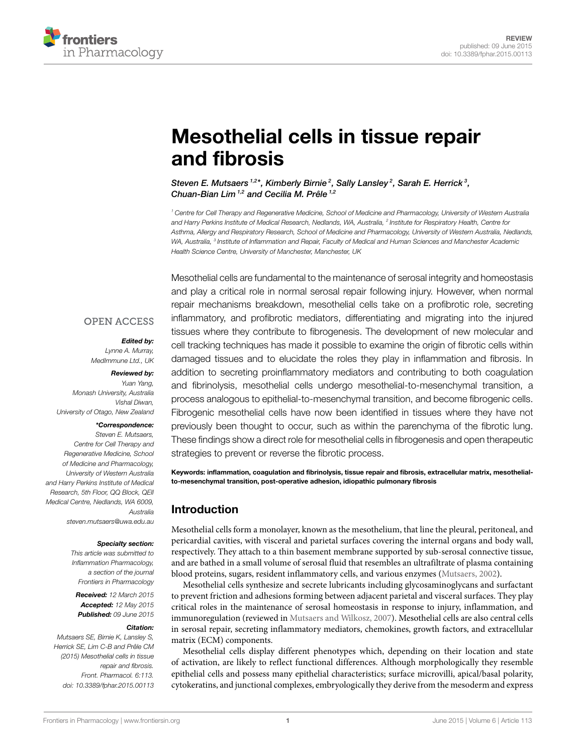# Mesothelial cells in tissue repair and fibrosis

*Steven E. Mutsaers[1,2]\*, Kimberly Birnie[2], Sally Lansley[2], Sarah E. Herrick[3], Chuan-Bian Lim[1,2] and Cecilia M. Prêle[1,2]*

[1] Centre for Cell Therapy and Regenerative Medicine, School of Medicine and Pharmacology, University of Western Australia and Harry Perkins Institute of Medical Research, Nedlands, WA, Australia, [2] Institute for Respiratory Health, Centre for Asthma, Allergy and Respiratory Research, School of Medicine and Pharmacology, University of Western Australia, Nedlands, WA, Australia, [3] Institute of Inflammation and Repair, Faculty of Medical and Human Sciences and Manchester Academic Health Science Centre, University of Manchester, Manchester, UK

OPEN ACCESS

***Edited by:***
*Lynne A. Murray, MedImmune Ltd., UK*

***Reviewed by:***
*Yuan Yang, Monash University, Australia*
*Vishal Diwan, University of Otago, New Zealand*

***\*Correspondence:***
*Steven E. Mutsaers, Centre for Cell Therapy and Regenerative Medicine, School of Medicine and Pharmacology, University of Western Australia and Harry Perkins Institute of Medical Research, 5th Floor, QQ Block, QEII Medical Centre, Nedlands, WA 6009, Australia*
*steven.mutsaers@uwa.edu.au*

***Specialty section:***
*This article was submitted to Inflammation Pharmacology, a section of the journal Frontiers in Pharmacology*

***Received:*** *12 March 2015*
***Accepted:*** *12 May 2015*
***Published:*** *09 June 2015*

***Citation:***
*Mutsaers SE, Birnie K, Lansley S, Herrick SE, Lim C-B and Prêle CM (2015) Mesothelial cells in tissue repair and fibrosis. Front. Pharmacol. 6:113. doi: 10.3389/fphar.2015.00113*

Mesothelial cells are fundamental to the maintenance of serosal integrity and homeostasis and play a critical role in normal serosal repair following injury. However, when normal repair mechanisms breakdown, mesothelial cells take on a profibrotic role, secreting inflammatory, and profibrotic mediators, differentiating and migrating into the injured tissues where they contribute to fibrogenesis. The development of new molecular and cell tracking techniques has made it possible to examine the origin of fibrotic cells within damaged tissues and to elucidate the roles they play in inflammation and fibrosis. In addition to secreting proinflammatory mediators and contributing to both coagulation and fibrinolysis, mesothelial cells undergo mesothelial-to-mesenchymal transition, a process analogous to epithelial-to-mesenchymal transition, and become fibrogenic cells. Fibrogenic mesothelial cells have now been identified in tissues where they have not previously been thought to occur, such as within the parenchyma of the fibrotic lung. These findings show a direct role for mesothelial cells in fibrogenesis and open therapeutic strategies to prevent or reverse the fibrotic process.

**Keywords: inflammation, coagulation and fibrinolysis, tissue repair and fibrosis, extracellular matrix, mesothelial-to-mesenchymal transition, post-operative adhesion, idiopathic pulmonary fibrosis**

## Introduction

Mesothelial cells form a monolayer, known as the mesothelium, that line the pleural, peritoneal, and pericardial cavities, with visceral and parietal surfaces covering the internal organs and body wall, respectively. They attach to a thin basement membrane supported by sub-serosal connective tissue, and are bathed in a small volume of serosal fluid that resembles an ultrafiltrate of plasma containing blood proteins, sugars, resident inflammatory cells, and various enzymes (Mutsaers, 2002).

Mesothelial cells synthesize and secrete lubricants including glycosaminoglycans and surfactant to prevent friction and adhesions forming between adjacent parietal and visceral surfaces. They play critical roles in the maintenance of serosal homeostasis in response to injury, inflammation, and immunoregulation (reviewed in Mutsaers and Wilkosz, 2007). Mesothelial cells are also central cells in serosal repair, secreting inflammatory mediators, chemokines, growth factors, and extracellular matrix (ECM) components.

Mesothelial cells display different phenotypes which, depending on their location and state of activation, are likely to reflect functional differences. Although morphologically they resemble epithelial cells and possess many epithelial characteristics; surface microvilli, apical/basal polarity, cytokeratins, and junctional complexes, embryologically they derive from the mesoderm and express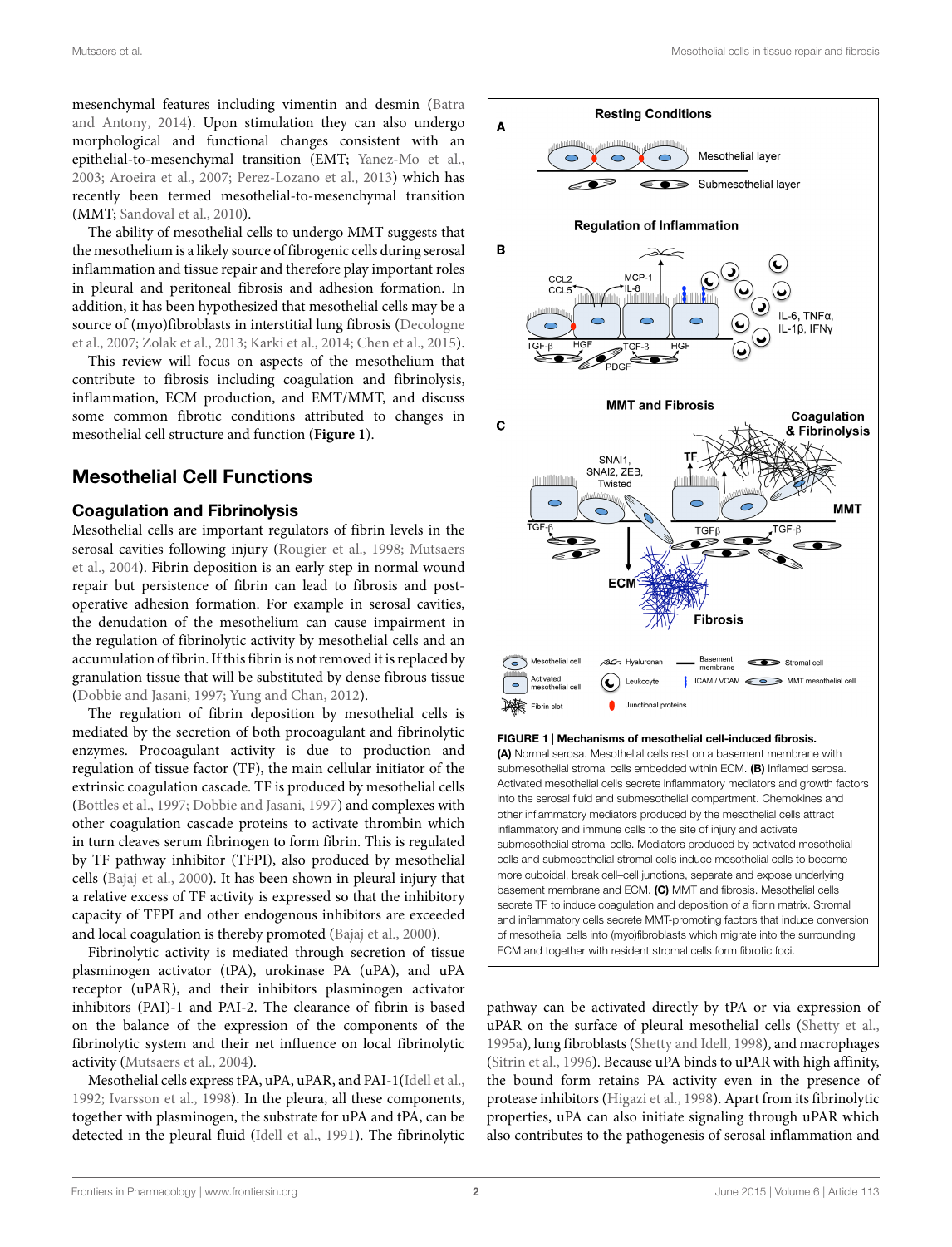mesenchymal features including vimentin and desmin (Batra and Antony, 2014). Upon stimulation they can also undergo morphological and functional changes consistent with an epithelial-to-mesenchymal transition (EMT; Yanez-Mo et al., 2003; Aroeira et al., 2007; Perez-Lozano et al., 2013) which has recently been termed mesothelial-to-mesenchymal transition (MMT; Sandoval et al., 2010).

The ability of mesothelial cells to undergo MMT suggests that the mesothelium is a likely source of fibrogenic cells during serosal inflammation and tissue repair and therefore play important roles in pleural and peritoneal fibrosis and adhesion formation. In addition, it has been hypothesized that mesothelial cells may be a source of (myo)fibroblasts in interstitial lung fibrosis (Decologne et al., 2007; Zolak et al., 2013; Karki et al., 2014; Chen et al., 2015).

This review will focus on aspects of the mesothelium that contribute to fibrosis including coagulation and fibrinolysis, inflammation, ECM production, and EMT/MMT, and discuss some common fibrotic conditions attributed to changes in mesothelial cell structure and function (**Figure 1**).

## Mesothelial Cell Functions

### Coagulation and Fibrinolysis

Mesothelial cells are important regulators of fibrin levels in the serosal cavities following injury (Rougier et al., 1998; Mutsaers et al., 2004). Fibrin deposition is an early step in normal wound repair but persistence of fibrin can lead to fibrosis and post-operative adhesion formation. For example in serosal cavities, the denudation of the mesothelium can cause impairment in the regulation of fibrinolytic activity by mesothelial cells and an accumulation of fibrin. If this fibrin is not removed it is replaced by granulation tissue that will be substituted by dense fibrous tissue (Dobbie and Jasani, 1997; Yung and Chan, 2012).

The regulation of fibrin deposition by mesothelial cells is mediated by the secretion of both procoagulant and fibrinolytic enzymes. Procoagulant activity is due to production and regulation of tissue factor (TF), the main cellular initiator of the extrinsic coagulation cascade. TF is produced by mesothelial cells (Bottles et al., 1997; Dobbie and Jasani, 1997) and complexes with other coagulation cascade proteins to activate thrombin which in turn cleaves serum fibrinogen to form fibrin. This is regulated by TF pathway inhibitor (TFPI), also produced by mesothelial cells (Bajaj et al., 2000). It has been shown in pleural injury that a relative excess of TF activity is expressed so that the inhibitory capacity of TFPI and other endogenous inhibitors are exceeded and local coagulation is thereby promoted (Bajaj et al., 2000).

Fibrinolytic activity is mediated through secretion of tissue plasminogen activator (tPA), urokinase PA (uPA), and uPA receptor (uPAR), and their inhibitors plasminogen activator inhibitors (PAI)-1 and PAI-2. The clearance of fibrin is based on the balance of the expression of the components of the fibrinolytic system and their net influence on local fibrinolytic activity (Mutsaers et al., 2004).

Mesothelial cells express tPA, uPA, uPAR, and PAI-1(Idell et al., 1992; Ivarsson et al., 1998). In the pleura, all these components, together with plasminogen, the substrate for uPA and tPA, can be detected in the pleural fluid (Idell et al., 1991). The fibrinolytic pathway can be activated directly by tPA or via expression of uPAR on the surface of pleural mesothelial cells (Shetty et al., 1995a), lung fibroblasts (Shetty and Idell, 1998), and macrophages (Sitrin et al., 1996). Because uPA binds to uPAR with high affinity, the bound form retains PA activity even in the presence of protease inhibitors (Higazi et al., 1998). Apart from its fibrinolytic properties, uPA can also initiate signaling through uPAR which also contributes to the pathogenesis of serosal inflammation and

**FIGURE 1 | Mechanisms of mesothelial cell-induced fibrosis.** **(A)** Normal serosa. Mesothelial cells rest on a basement membrane with submesothelial stromal cells embedded within ECM. **(B)** Inflamed serosa. Activated mesothelial cells secrete inflammatory mediators and growth factors into the serosal fluid and submesothelial compartment. Chemokines and other inflammatory mediators produced by the mesothelial cells attract inflammatory and immune cells to the site of injury and activate submesothelial stromal cells. Mediators produced by activated mesothelial cells and submesothelial stromal cells induce mesothelial cells to become more cuboidal, break cell–cell junctions, separate and expose underlying basement membrane and ECM. **(C)** MMT and fibrosis. Mesothelial cells secrete TF to induce coagulation and deposition of a fibrin matrix. Stromal and inflammatory cells secrete MMT-promoting factors that induce conversion of mesothelial cells into (myo)fibroblasts which migrate into the surrounding ECM and together with resident stromal cells form fibrotic foci.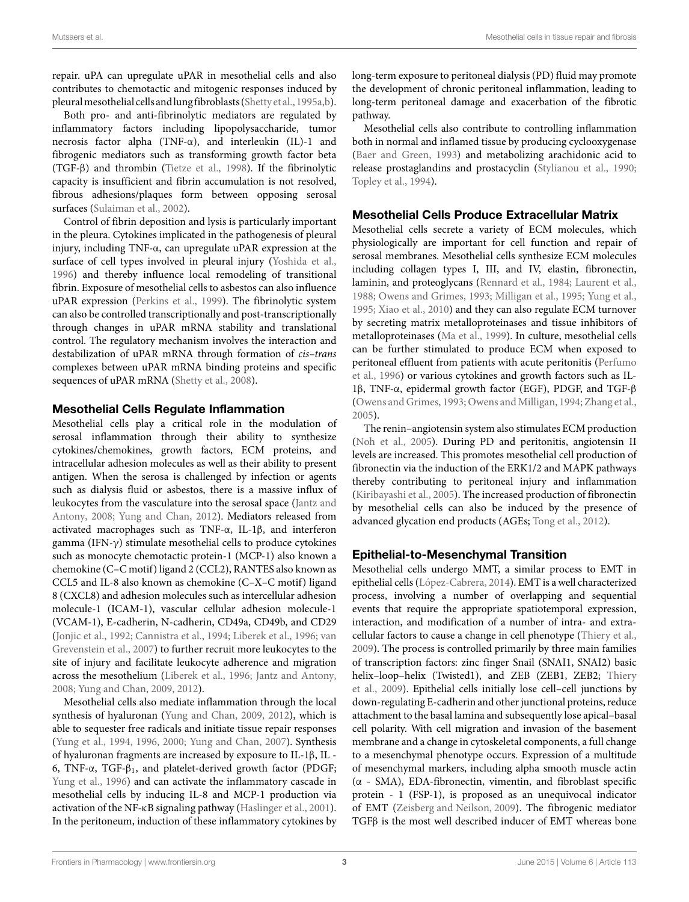repair. uPA can upregulate uPAR in mesothelial cells and also contributes to chemotactic and mitogenic responses induced by pleural mesothelial cells and lung fibroblasts (Shetty et al., 1995a,b).

Both pro- and anti-fibrinolytic mediators are regulated by inflammatory factors including lipopolysaccharide, tumor necrosis factor alpha (TNF-α), and interleukin (IL)-1 and fibrogenic mediators such as transforming growth factor beta (TGF-β) and thrombin (Tietze et al., 1998). If the fibrinolytic capacity is insufficient and fibrin accumulation is not resolved, fibrous adhesions/plaques form between opposing serosal surfaces (Sulaiman et al., 2002).

Control of fibrin deposition and lysis is particularly important in the pleura. Cytokines implicated in the pathogenesis of pleural injury, including TNF-α, can upregulate uPAR expression at the surface of cell types involved in pleural injury (Yoshida et al., 1996) and thereby influence local remodeling of transitional fibrin. Exposure of mesothelial cells to asbestos can also influence uPAR expression (Perkins et al., 1999). The fibrinolytic system can also be controlled transcriptionally and post-transcriptionally through changes in uPAR mRNA stability and translational control. The regulatory mechanism involves the interaction and destabilization of uPAR mRNA through formation of *cis–trans* complexes between uPAR mRNA binding proteins and specific sequences of uPAR mRNA (Shetty et al., 2008).

## Mesothelial Cells Regulate Inflammation

Mesothelial cells play a critical role in the modulation of serosal inflammation through their ability to synthesize cytokines/chemokines, growth factors, ECM proteins, and intracellular adhesion molecules as well as their ability to present antigen. When the serosa is challenged by infection or agents such as dialysis fluid or asbestos, there is a massive influx of leukocytes from the vasculature into the serosal space (Jantz and Antony, 2008; Yung and Chan, 2012). Mediators released from activated macrophages such as TNF-α, IL-1β, and interferon gamma (IFN-γ) stimulate mesothelial cells to produce cytokines such as monocyte chemotactic protein-1 (MCP-1) also known a chemokine (C–C motif) ligand 2 (CCL2), RANTES also known as CCL5 and IL-8 also known as chemokine (C–X–C motif) ligand 8 (CXCL8) and adhesion molecules such as intercellular adhesion molecule-1 (ICAM-1), vascular cellular adhesion molecule-1 (VCAM-1), E-cadherin, N-cadherin, CD49a, CD49b, and CD29 (Jonjic et al., 1992; Cannistra et al., 1994; Liberek et al., 1996; van Grevenstein et al., 2007) to further recruit more leukocytes to the site of injury and facilitate leukocyte adherence and migration across the mesothelium (Liberek et al., 1996; Jantz and Antony, 2008; Yung and Chan, 2009, 2012).

Mesothelial cells also mediate inflammation through the local synthesis of hyaluronan (Yung and Chan, 2009, 2012), which is able to sequester free radicals and initiate tissue repair responses (Yung et al., 1994, 1996, 2000; Yung and Chan, 2007). Synthesis of hyaluronan fragments are increased by exposure to IL-1β, IL - 6, TNF-α, TGF-$\beta_1$, and platelet-derived growth factor (PDGF; Yung et al., 1996) and can activate the inflammatory cascade in mesothelial cells by inducing IL-8 and MCP-1 production via activation of the NF-κB signaling pathway (Haslinger et al., 2001). In the peritoneum, induction of these inflammatory cytokines by long-term exposure to peritoneal dialysis (PD) fluid may promote the development of chronic peritoneal inflammation, leading to long-term peritoneal damage and exacerbation of the fibrotic pathway.

Mesothelial cells also contribute to controlling inflammation both in normal and inflamed tissue by producing cyclooxygenase (Baer and Green, 1993) and metabolizing arachidonic acid to release prostaglandins and prostacyclin (Stylianou et al., 1990; Topley et al., 1994).

## Mesothelial Cells Produce Extracellular Matrix

Mesothelial cells secrete a variety of ECM molecules, which physiologically are important for cell function and repair of serosal membranes. Mesothelial cells synthesize ECM molecules including collagen types I, III, and IV, elastin, fibronectin, laminin, and proteoglycans (Rennard et al., 1984; Laurent et al., 1988; Owens and Grimes, 1993; Milligan et al., 1995; Yung et al., 1995; Xiao et al., 2010) and they can also regulate ECM turnover by secreting matrix metalloproteinases and tissue inhibitors of metalloproteinases (Ma et al., 1999). In culture, mesothelial cells can be further stimulated to produce ECM when exposed to peritoneal effluent from patients with acute peritonitis (Perfumo et al., 1996) or various cytokines and growth factors such as IL-1β, TNF-α, epidermal growth factor (EGF), PDGF, and TGF-β (Owens and Grimes, 1993; Owens and Milligan, 1994; Zhang et al., 2005).

The renin–angiotensin system also stimulates ECM production (Noh et al., 2005). During PD and peritonitis, angiotensin II levels are increased. This promotes mesothelial cell production of fibronectin via the induction of the ERK1/2 and MAPK pathways thereby contributing to peritoneal injury and inflammation (Kiribayashi et al., 2005). The increased production of fibronectin by mesothelial cells can also be induced by the presence of advanced glycation end products (AGEs; Tong et al., 2012).

## Epithelial-to-Mesenchymal Transition

Mesothelial cells undergo MMT, a similar process to EMT in epithelial cells (López-Cabrera, 2014). EMT is a well characterized process, involving a number of overlapping and sequential events that require the appropriate spatiotemporal expression, interaction, and modification of a number of intra- and extra-cellular factors to cause a change in cell phenotype (Thiery et al., 2009). The process is controlled primarily by three main families of transcription factors: zinc finger Snail (SNAI1, SNAI2) basic helix–loop–helix (Twisted1), and ZEB (ZEB1, ZEB2; Thiery et al., 2009). Epithelial cells initially lose cell–cell junctions by down-regulating E-cadherin and other junctional proteins, reduce attachment to the basal lamina and subsequently lose apical–basal cell polarity. With cell migration and invasion of the basement membrane and a change in cytoskeletal components, a full change to a mesenchymal phenotype occurs. Expression of a multitude of mesenchymal markers, including alpha smooth muscle actin (α - SMA), EDA-fibronectin, vimentin, and fibroblast specific protein - 1 (FSP-1), is proposed as an unequivocal indicator of EMT (Zeisberg and Neilson, 2009). The fibrogenic mediator TGFβ is the most well described inducer of EMT whereas bone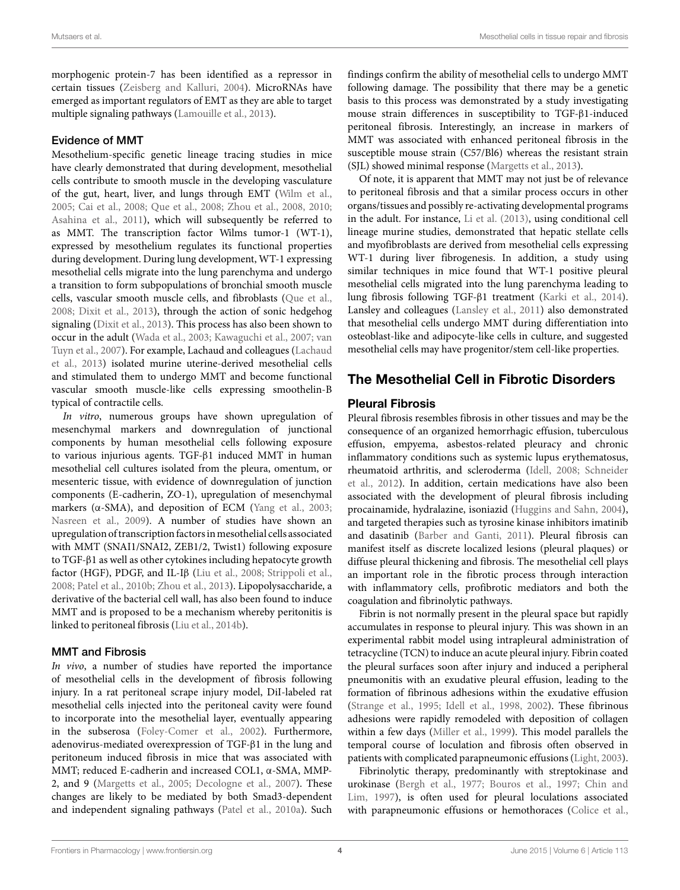morphogenic protein-7 has been identified as a repressor in certain tissues (Zeisberg and Kalluri, 2004). MicroRNAs have emerged as important regulators of EMT as they are able to target multiple signaling pathways (Lamouille et al., 2013).

### Evidence of MMT

Mesothelium-specific genetic lineage tracing studies in mice have clearly demonstrated that during development, mesothelial cells contribute to smooth muscle in the developing vasculature of the gut, heart, liver, and lungs through EMT (Wilm et al., 2005; Cai et al., 2008; Que et al., 2008; Zhou et al., 2008, 2010; Asahina et al., 2011), which will subsequently be referred to as MMT. The transcription factor Wilms tumor-1 (WT-1), expressed by mesothelium regulates its functional properties during development. During lung development, WT-1 expressing mesothelial cells migrate into the lung parenchyma and undergo a transition to form subpopulations of bronchial smooth muscle cells, vascular smooth muscle cells, and fibroblasts (Que et al., 2008; Dixit et al., 2013), through the action of sonic hedgehog signaling (Dixit et al., 2013). This process has also been shown to occur in the adult (Wada et al., 2003; Kawaguchi et al., 2007; van Tuyn et al., 2007). For example, Lachaud and colleagues (Lachaud et al., 2013) isolated murine uterine-derived mesothelial cells and stimulated them to undergo MMT and become functional vascular smooth muscle-like cells expressing smoothelin-B typical of contractile cells.

*In vitro*, numerous groups have shown upregulation of mesenchymal markers and downregulation of junctional components by human mesothelial cells following exposure to various injurious agents. TGF-β1 induced MMT in human mesothelial cell cultures isolated from the pleura, omentum, or mesenteric tissue, with evidence of downregulation of junction components (E-cadherin, ZO-1), upregulation of mesenchymal markers (α-SMA), and deposition of ECM (Yang et al., 2003; Nasreen et al., 2009). A number of studies have shown an upregulation of transcription factors in mesothelial cells associated with MMT (SNAI1/SNAI2, ZEB1/2, Twist1) following exposure to TGF-β1 as well as other cytokines including hepatocyte growth factor (HGF), PDGF, and IL-Iβ (Liu et al., 2008; Strippoli et al., 2008; Patel et al., 2010b; Zhou et al., 2013). Lipopolysaccharide, a derivative of the bacterial cell wall, has also been found to induce MMT and is proposed to be a mechanism whereby peritonitis is linked to peritoneal fibrosis (Liu et al., 2014b).

### MMT and Fibrosis

*In vivo*, a number of studies have reported the importance of mesothelial cells in the development of fibrosis following injury. In a rat peritoneal scrape injury model, DiI-labeled rat mesothelial cells injected into the peritoneal cavity were found to incorporate into the mesothelial layer, eventually appearing in the subserosa (Foley-Comer et al., 2002). Furthermore, adenovirus-mediated overexpression of TGF-β1 in the lung and peritoneum induced fibrosis in mice that was associated with MMT; reduced E-cadherin and increased COL1, α-SMA, MMP-2, and 9 (Margetts et al., 2005; Decologne et al., 2007). These changes are likely to be mediated by both Smad3-dependent and independent signaling pathways (Patel et al., 2010a). Such findings confirm the ability of mesothelial cells to undergo MMT following damage. The possibility that there may be a genetic basis to this process was demonstrated by a study investigating mouse strain differences in susceptibility to TGF-β1-induced peritoneal fibrosis. Interestingly, an increase in markers of MMT was associated with enhanced peritoneal fibrosis in the susceptible mouse strain (C57/Bl6) whereas the resistant strain (SJL) showed minimal response (Margetts et al., 2013).

Of note, it is apparent that MMT may not just be of relevance to peritoneal fibrosis and that a similar process occurs in other organs/tissues and possibly re-activating developmental programs in the adult. For instance, Li et al. (2013), using conditional cell lineage murine studies, demonstrated that hepatic stellate cells and myofibroblasts are derived from mesothelial cells expressing WT-1 during liver fibrogenesis. In addition, a study using similar techniques in mice found that WT-1 positive pleural mesothelial cells migrated into the lung parenchyma leading to lung fibrosis following TGF-β1 treatment (Karki et al., 2014). Lansley and colleagues (Lansley et al., 2011) also demonstrated that mesothelial cells undergo MMT during differentiation into osteoblast-like and adipocyte-like cells in culture, and suggested mesothelial cells may have progenitor/stem cell-like properties.

## The Mesothelial Cell in Fibrotic Disorders

### Pleural Fibrosis

Pleural fibrosis resembles fibrosis in other tissues and may be the consequence of an organized hemorrhagic effusion, tuberculous effusion, empyema, asbestos-related pleuracy and chronic inflammatory conditions such as systemic lupus erythematosus, rheumatoid arthritis, and scleroderma (Idell, 2008; Schneider et al., 2012). In addition, certain medications have also been associated with the development of pleural fibrosis including procainamide, hydralazine, isoniazid (Huggins and Sahn, 2004), and targeted therapies such as tyrosine kinase inhibitors imatinib and dasatinib (Barber and Ganti, 2011). Pleural fibrosis can manifest itself as discrete localized lesions (pleural plaques) or diffuse pleural thickening and fibrosis. The mesothelial cell plays an important role in the fibrotic process through interaction with inflammatory cells, profibrotic mediators and both the coagulation and fibrinolytic pathways.

Fibrin is not normally present in the pleural space but rapidly accumulates in response to pleural injury. This was shown in an experimental rabbit model using intrapleural administration of tetracycline (TCN) to induce an acute pleural injury. Fibrin coated the pleural surfaces soon after injury and induced a peripheral pneumonitis with an exudative pleural effusion, leading to the formation of fibrinous adhesions within the exudative effusion (Strange et al., 1995; Idell et al., 1998, 2002). These fibrinous adhesions were rapidly remodeled with deposition of collagen within a few days (Miller et al., 1999). This model parallels the temporal course of loculation and fibrosis often observed in patients with complicated parapneumonic effusions (Light, 2003).

Fibrinolytic therapy, predominantly with streptokinase and urokinase (Bergh et al., 1977; Bouros et al., 1997; Chin and Lim, 1997), is often used for pleural loculations associated with parapneumonic effusions or hemothoraces (Colice et al.,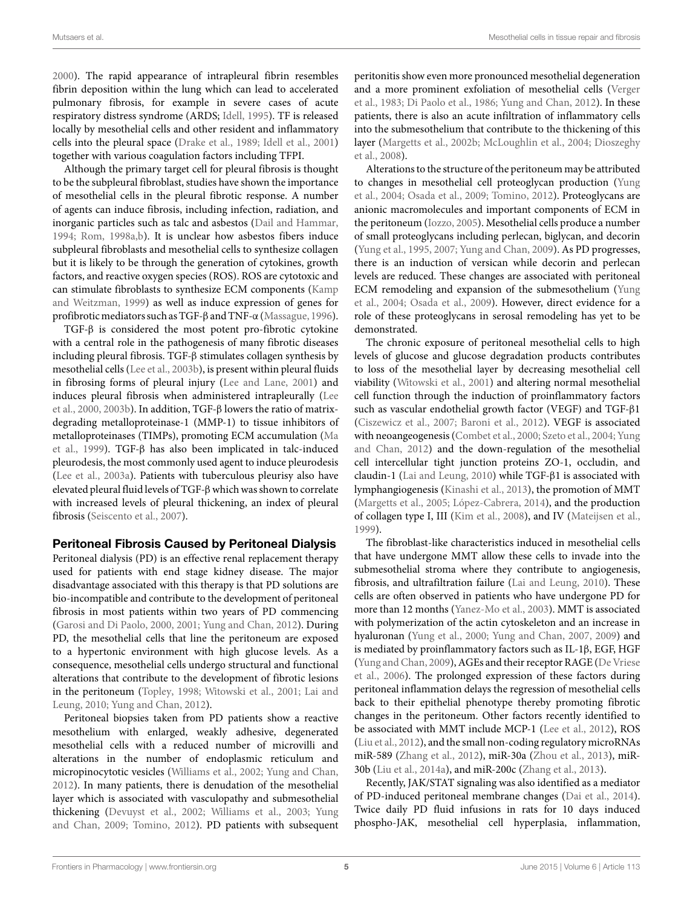2000). The rapid appearance of intrapleural fibrin resembles fibrin deposition within the lung which can lead to accelerated pulmonary fibrosis, for example in severe cases of acute respiratory distress syndrome (ARDS; Idell, 1995). TF is released locally by mesothelial cells and other resident and inflammatory cells into the pleural space (Drake et al., 1989; Idell et al., 2001) together with various coagulation factors including TFPI.

Although the primary target cell for pleural fibrosis is thought to be the subpleural fibroblast, studies have shown the importance of mesothelial cells in the pleural fibrotic response. A number of agents can induce fibrosis, including infection, radiation, and inorganic particles such as talc and asbestos (Dail and Hammar, 1994; Rom, 1998a,b). It is unclear how asbestos fibers induce subpleural fibroblasts and mesothelial cells to synthesize collagen but it is likely to be through the generation of cytokines, growth factors, and reactive oxygen species (ROS). ROS are cytotoxic and can stimulate fibroblasts to synthesize ECM components (Kamp and Weitzman, 1999) as well as induce expression of genes for profibrotic mediators such as TGF-β and TNF-α (Massague, 1996).

TGF-β is considered the most potent pro-fibrotic cytokine with a central role in the pathogenesis of many fibrotic diseases including pleural fibrosis. TGF-β stimulates collagen synthesis by mesothelial cells (Lee et al., 2003b), is present within pleural fluids in fibrosing forms of pleural injury (Lee and Lane, 2001) and induces pleural fibrosis when administered intrapleurally (Lee et al., 2000, 2003b). In addition, TGF-β lowers the ratio of matrix-degrading metalloproteinase-1 (MMP-1) to tissue inhibitors of metalloproteinases (TIMPs), promoting ECM accumulation (Ma et al., 1999). TGF-β has also been implicated in talc-induced pleurodesis, the most commonly used agent to induce pleurodesis (Lee et al., 2003a). Patients with tuberculous pleurisy also have elevated pleural fluid levels of TGF-β which was shown to correlate with increased levels of pleural thickening, an index of pleural fibrosis (Seiscento et al., 2007).

## Peritoneal Fibrosis Caused by Peritoneal Dialysis

Peritoneal dialysis (PD) is an effective renal replacement therapy used for patients with end stage kidney disease. The major disadvantage associated with this therapy is that PD solutions are bio-incompatible and contribute to the development of peritoneal fibrosis in most patients within two years of PD commencing (Garosi and Di Paolo, 2000, 2001; Yung and Chan, 2012). During PD, the mesothelial cells that line the peritoneum are exposed to a hypertonic environment with high glucose levels. As a consequence, mesothelial cells undergo structural and functional alterations that contribute to the development of fibrotic lesions in the peritoneum (Topley, 1998; Witowski et al., 2001; Lai and Leung, 2010; Yung and Chan, 2012).

Peritoneal biopsies taken from PD patients show a reactive mesothelium with enlarged, weakly adhesive, degenerated mesothelial cells with a reduced number of microvilli and alterations in the number of endoplasmic reticulum and micropinocytotic vesicles (Williams et al., 2002; Yung and Chan, 2012). In many patients, there is denudation of the mesothelial layer which is associated with vasculopathy and submesothelial thickening (Devuyst et al., 2002; Williams et al., 2003; Yung and Chan, 2009; Tomino, 2012). PD patients with subsequent peritonitis show even more pronounced mesothelial degeneration and a more prominent exfoliation of mesothelial cells (Verger et al., 1983; Di Paolo et al., 1986; Yung and Chan, 2012). In these patients, there is also an acute infiltration of inflammatory cells into the submesothelium that contribute to the thickening of this layer (Margetts et al., 2002b; McLoughlin et al., 2004; Dioszeghy et al., 2008).

Alterations to the structure of the peritoneum may be attributed to changes in mesothelial cell proteoglycan production (Yung et al., 2004; Osada et al., 2009; Tomino, 2012). Proteoglycans are anionic macromolecules and important components of ECM in the peritoneum (Iozzo, 2005). Mesothelial cells produce a number of small proteoglycans including perlecan, biglycan, and decorin (Yung et al., 1995, 2007; Yung and Chan, 2009). As PD progresses, there is an induction of versican while decorin and perlecan levels are reduced. These changes are associated with peritoneal ECM remodeling and expansion of the submesothelium (Yung et al., 2004; Osada et al., 2009). However, direct evidence for a role of these proteoglycans in serosal remodeling has yet to be demonstrated.

The chronic exposure of peritoneal mesothelial cells to high levels of glucose and glucose degradation products contributes to loss of the mesothelial layer by decreasing mesothelial cell viability (Witowski et al., 2001) and altering normal mesothelial cell function through the induction of proinflammatory factors such as vascular endothelial growth factor (VEGF) and TGF-β1 (Ciszewicz et al., 2007; Baroni et al., 2012). VEGF is associated with neoangeogenesis (Combet et al., 2000; Szeto et al., 2004; Yung and Chan, 2012) and the down-regulation of the mesothelial cell intercellular tight junction proteins ZO-1, occludin, and claudin-1 (Lai and Leung, 2010) while TGF-β1 is associated with lymphangiogenesis (Kinashi et al., 2013), the promotion of MMT (Margetts et al., 2005; López-Cabrera, 2014), and the production of collagen type I, III (Kim et al., 2008), and IV (Mateijsen et al., 1999).

The fibroblast-like characteristics induced in mesothelial cells that have undergone MMT allow these cells to invade into the submesothelial stroma where they contribute to angiogenesis, fibrosis, and ultrafiltration failure (Lai and Leung, 2010). These cells are often observed in patients who have undergone PD for more than 12 months (Yanez-Mo et al., 2003). MMT is associated with polymerization of the actin cytoskeleton and an increase in hyaluronan (Yung et al., 2000; Yung and Chan, 2007, 2009) and is mediated by proinflammatory factors such as IL-1β, EGF, HGF (Yung and Chan, 2009), AGEs and their receptor RAGE (De Vriese et al., 2006). The prolonged expression of these factors during peritoneal inflammation delays the regression of mesothelial cells back to their epithelial phenotype thereby promoting fibrotic changes in the peritoneum. Other factors recently identified to be associated with MMT include MCP-1 (Lee et al., 2012), ROS (Liu et al., 2012), and the small non-coding regulatory microRNAs miR-589 (Zhang et al., 2012), miR-30a (Zhou et al., 2013), miR-30b (Liu et al., 2014a), and miR-200c (Zhang et al., 2013).

Recently, JAK/STAT signaling was also identified as a mediator of PD-induced peritoneal membrane changes (Dai et al., 2014). Twice daily PD fluid infusions in rats for 10 days induced phospho-JAK, mesothelial cell hyperplasia, inflammation,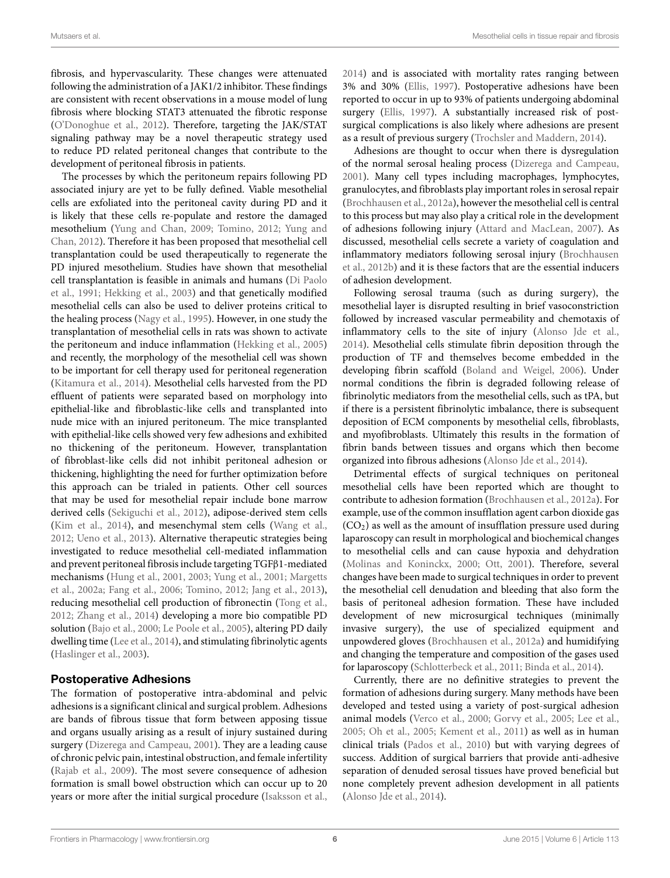fibrosis, and hypervascularity. These changes were attenuated following the administration of a JAK1/2 inhibitor. These findings are consistent with recent observations in a mouse model of lung fibrosis where blocking STAT3 attenuated the fibrotic response (O'Donoghue et al., 2012). Therefore, targeting the JAK/STAT signaling pathway may be a novel therapeutic strategy used to reduce PD related peritoneal changes that contribute to the development of peritoneal fibrosis in patients.

The processes by which the peritoneum repairs following PD associated injury are yet to be fully defined. Viable mesothelial cells are exfoliated into the peritoneal cavity during PD and it is likely that these cells re-populate and restore the damaged mesothelium (Yung and Chan, 2009; Tomino, 2012; Yung and Chan, 2012). Therefore it has been proposed that mesothelial cell transplantation could be used therapeutically to regenerate the PD injured mesothelium. Studies have shown that mesothelial cell transplantation is feasible in animals and humans (Di Paolo et al., 1991; Hekking et al., 2003) and that genetically modified mesothelial cells can also be used to deliver proteins critical to the healing process (Nagy et al., 1995). However, in one study the transplantation of mesothelial cells in rats was shown to activate the peritoneum and induce inflammation (Hekking et al., 2005) and recently, the morphology of the mesothelial cell was shown to be important for cell therapy used for peritoneal regeneration (Kitamura et al., 2014). Mesothelial cells harvested from the PD effluent of patients were separated based on morphology into epithelial-like and fibroblastic-like cells and transplanted into nude mice with an injured peritoneum. The mice transplanted with epithelial-like cells showed very few adhesions and exhibited no thickening of the peritoneum. However, transplantation of fibroblast-like cells did not inhibit peritoneal adhesion or thickening, highlighting the need for further optimization before this approach can be trialed in patients. Other cell sources that may be used for mesothelial repair include bone marrow derived cells (Sekiguchi et al., 2012), adipose-derived stem cells (Kim et al., 2014), and mesenchymal stem cells (Wang et al., 2012; Ueno et al., 2013). Alternative therapeutic strategies being investigated to reduce mesothelial cell-mediated inflammation and prevent peritoneal fibrosis include targeting TGFβ1-mediated mechanisms (Hung et al., 2001, 2003; Yung et al., 2001; Margetts et al., 2002a; Fang et al., 2006; Tomino, 2012; Jang et al., 2013), reducing mesothelial cell production of fibronectin (Tong et al., 2012; Zhang et al., 2014) developing a more bio compatible PD solution (Bajo et al., 2000; Le Poole et al., 2005), altering PD daily dwelling time (Lee et al., 2014), and stimulating fibrinolytic agents (Haslinger et al., 2003).

## Postoperative Adhesions

The formation of postoperative intra-abdominal and pelvic adhesions is a significant clinical and surgical problem. Adhesions are bands of fibrous tissue that form between apposing tissue and organs usually arising as a result of injury sustained during surgery (Dizerega and Campeau, 2001). They are a leading cause of chronic pelvic pain, intestinal obstruction, and female infertility (Rajab et al., 2009). The most severe consequence of adhesion formation is small bowel obstruction which can occur up to 20 years or more after the initial surgical procedure (Isaksson et al., 2014) and is associated with mortality rates ranging between 3% and 30% (Ellis, 1997). Postoperative adhesions have been reported to occur in up to 93% of patients undergoing abdominal surgery (Ellis, 1997). A substantially increased risk of post-surgical complications is also likely where adhesions are present as a result of previous surgery (Trochsler and Maddern, 2014).

Adhesions are thought to occur when there is dysregulation of the normal serosal healing process (Dizerega and Campeau, 2001). Many cell types including macrophages, lymphocytes, granulocytes, and fibroblasts play important roles in serosal repair (Brochhausen et al., 2012a), however the mesothelial cell is central to this process but may also play a critical role in the development of adhesions following injury (Attard and MacLean, 2007). As discussed, mesothelial cells secrete a variety of coagulation and inflammatory mediators following serosal injury (Brochhausen et al., 2012b) and it is these factors that are the essential inducers of adhesion development.

Following serosal trauma (such as during surgery), the mesothelial layer is disrupted resulting in brief vasoconstriction followed by increased vascular permeability and chemotaxis of inflammatory cells to the site of injury (Alonso Jde et al., 2014). Mesothelial cells stimulate fibrin deposition through the production of TF and themselves become embedded in the developing fibrin scaffold (Boland and Weigel, 2006). Under normal conditions the fibrin is degraded following release of fibrinolytic mediators from the mesothelial cells, such as tPA, but if there is a persistent fibrinolytic imbalance, there is subsequent deposition of ECM components by mesothelial cells, fibroblasts, and myofibroblasts. Ultimately this results in the formation of fibrin bands between tissues and organs which then become organized into fibrous adhesions (Alonso Jde et al., 2014).

Detrimental effects of surgical techniques on peritoneal mesothelial cells have been reported which are thought to contribute to adhesion formation (Brochhausen et al., 2012a). For example, use of the common insufflation agent carbon dioxide gas ($CO_2$) as well as the amount of insufflation pressure used during laparoscopy can result in morphological and biochemical changes to mesothelial cells and can cause hypoxia and dehydration (Molinas and Koninckx, 2000; Ott, 2001). Therefore, several changes have been made to surgical techniques in order to prevent the mesothelial cell denudation and bleeding that also form the basis of peritoneal adhesion formation. These have included development of new microsurgical techniques (minimally invasive surgery), the use of specialized equipment and unpowdered gloves (Brochhausen et al., 2012a) and humidifying and changing the temperature and composition of the gases used for laparoscopy (Schlotterbeck et al., 2011; Binda et al., 2014).

Currently, there are no definitive strategies to prevent the formation of adhesions during surgery. Many methods have been developed and tested using a variety of post-surgical adhesion animal models (Verco et al., 2000; Gorvy et al., 2005; Lee et al., 2005; Oh et al., 2005; Kement et al., 2011) as well as in human clinical trials (Pados et al., 2010) but with varying degrees of success. Addition of surgical barriers that provide anti-adhesive separation of denuded serosal tissues have proved beneficial but none completely prevent adhesion development in all patients (Alonso Jde et al., 2014).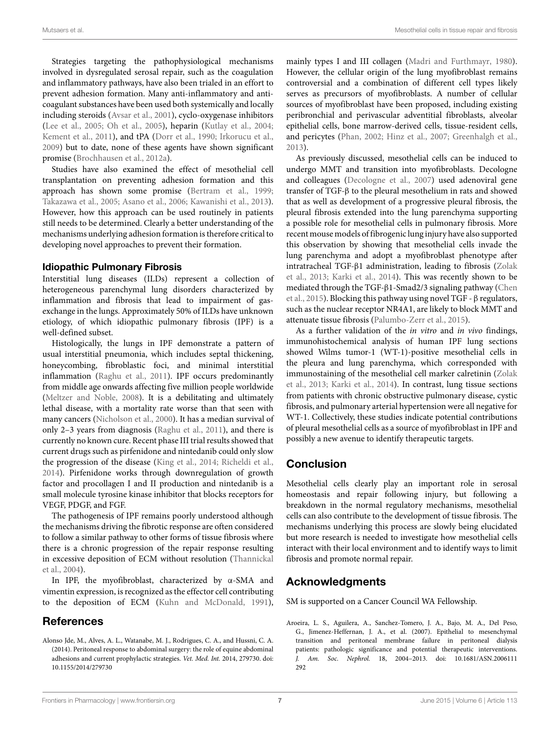Strategies targeting the pathophysiological mechanisms involved in dysregulated serosal repair, such as the coagulation and inflammatory pathways, have also been trialed in an effort to prevent adhesion formation. Many anti-inflammatory and anti-coagulant substances have been used both systemically and locally including steroids (Avsar et al., 2001), cyclo-oxygenase inhibitors (Lee et al., 2005; Oh et al., 2005), heparin (Kutlay et al., 2004; Kement et al., 2011), and tPA (Dorr et al., 1990; Irkorucu et al., 2009) but to date, none of these agents have shown significant promise (Brochhausen et al., 2012a).

Studies have also examined the effect of mesothelial cell transplantation on preventing adhesion formation and this approach has shown some promise (Bertram et al., 1999; Takazawa et al., 2005; Asano et al., 2006; Kawanishi et al., 2013). However, how this approach can be used routinely in patients still needs to be determined. Clearly a better understanding of the mechanisms underlying adhesion formation is therefore critical to developing novel approaches to prevent their formation.

### Idiopathic Pulmonary Fibrosis

Interstitial lung diseases (ILDs) represent a collection of heterogeneous parenchymal lung disorders characterized by inflammation and fibrosis that lead to impairment of gas-exchange in the lungs. Approximately 50% of ILDs have unknown etiology, of which idiopathic pulmonary fibrosis (IPF) is a well-defined subset.

Histologically, the lungs in IPF demonstrate a pattern of usual interstitial pneumonia, which includes septal thickening, honeycombing, fibroblastic foci, and minimal interstitial inflammation (Raghu et al., 2011). IPF occurs predominantly from middle age onwards affecting five million people worldwide (Meltzer and Noble, 2008). It is a debilitating and ultimately lethal disease, with a mortality rate worse than that seen with many cancers (Nicholson et al., 2000). It has a median survival of only 2–3 years from diagnosis (Raghu et al., 2011), and there is currently no known cure. Recent phase III trial results showed that current drugs such as pirfenidone and nintedanib could only slow the progression of the disease (King et al., 2014; Richeldi et al., 2014). Pirfenidone works through downregulation of growth factor and procollagen I and II production and nintedanib is a small molecule tyrosine kinase inhibitor that blocks receptors for VEGF, PDGF, and FGF.

The pathogenesis of IPF remains poorly understood although the mechanisms driving the fibrotic response are often considered to follow a similar pathway to other forms of tissue fibrosis where there is a chronic progression of the repair response resulting in excessive deposition of ECM without resolution (Thannickal et al., 2004).

In IPF, the myofibroblast, characterized by α-SMA and vimentin expression, is recognized as the effector cell contributing to the deposition of ECM (Kuhn and McDonald, 1991), mainly types I and III collagen (Madri and Furthmayr, 1980). However, the cellular origin of the lung myofibroblast remains controversial and a combination of different cell types likely serves as precursors of myofibroblasts. A number of cellular sources of myofibroblast have been proposed, including existing peribronchial and perivascular adventitial fibroblasts, alveolar epithelial cells, bone marrow-derived cells, tissue-resident cells, and pericytes (Phan, 2002; Hinz et al., 2007; Greenhalgh et al., 2013).

As previously discussed, mesothelial cells can be induced to undergo MMT and transition into myofibroblasts. Decologne and colleagues (Decologne et al., 2007) used adenoviral gene transfer of TGF-β to the pleural mesothelium in rats and showed that as well as development of a progressive pleural fibrosis, the pleural fibrosis extended into the lung parenchyma supporting a possible role for mesothelial cells in pulmonary fibrosis. More recent mouse models of fibrogenic lung injury have also supported this observation by showing that mesothelial cells invade the lung parenchyma and adopt a myofibroblast phenotype after intratracheal TGF-β1 administration, leading to fibrosis (Zolak et al., 2013; Karki et al., 2014). This was recently shown to be mediated through the TGF-β1-Smad2/3 signaling pathway (Chen et al., 2015). Blocking this pathway using novel TGF - β regulators, such as the nuclear receptor NR4A1, are likely to block MMT and attenuate tissue fibrosis (Palumbo-Zerr et al., 2015).

As a further validation of the *in vitro* and *in vivo* findings, immunohistochemical analysis of human IPF lung sections showed Wilms tumor-1 (WT-1)-positive mesothelial cells in the pleura and lung parenchyma, which corresponded with immunostaining of the mesothelial cell marker calretinin (Zolak et al., 2013; Karki et al., 2014). In contrast, lung tissue sections from patients with chronic obstructive pulmonary disease, cystic fibrosis, and pulmonary arterial hypertension were all negative for WT-1. Collectively, these studies indicate potential contributions of pleural mesothelial cells as a source of myofibroblast in IPF and possibly a new avenue to identify therapeutic targets.

## Conclusion

Mesothelial cells clearly play an important role in serosal homeostasis and repair following injury, but following a breakdown in the normal regulatory mechanisms, mesothelial cells can also contribute to the development of tissue fibrosis. The mechanisms underlying this process are slowly being elucidated but more research is needed to investigate how mesothelial cells interact with their local environment and to identify ways to limit fibrosis and promote normal repair.

## Acknowledgments

SM is supported on a Cancer Council WA Fellowship.

## References

Alonso Jde, M., Alves, A. L., Watanabe, M. J., Rodrigues, C. A., and Hussni, C. A. (2014). Peritoneal response to abdominal surgery: the role of equine abdominal adhesions and current prophylactic strategies. *Vet. Med. Int.* 2014, 279730. doi: 10.1155/2014/279730

Aroeira, L. S., Aguilera, A., Sanchez-Tomero, J. A., Bajo, M. A., Del Peso, G., Jimenez-Heffernan, J. A., et al. (2007). Epithelial to mesenchymal transition and peritoneal membrane failure in peritoneal dialysis patients: pathologic significance and potential therapeutic interventions. *J. Am. Soc. Nephrol.* 18, 2004–2013. doi: 10.1681/ASN.2006111292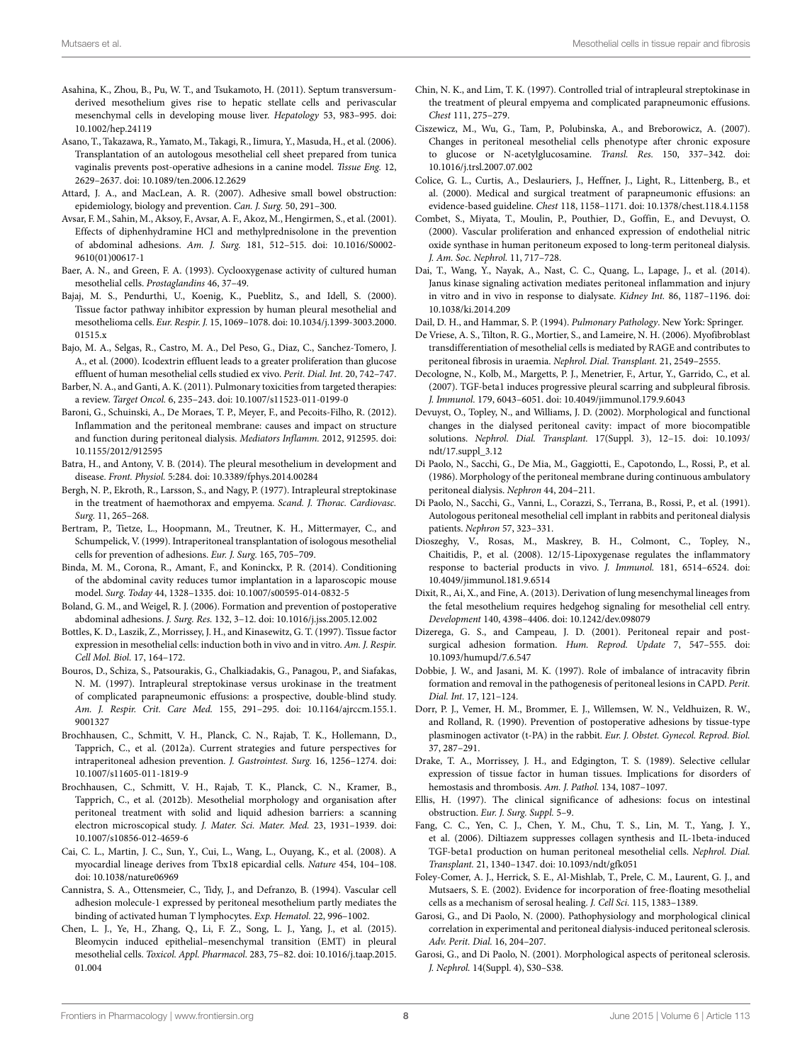Asahina, K., Zhou, B., Pu, W. T., and Tsukamoto, H. (2011). Septum transversum-derived mesothelium gives rise to hepatic stellate cells and perivascular mesenchymal cells in developing mouse liver. *Hepatology* 53, 983–995. doi: 10.1002/hep.24119

Asano, T., Takazawa, R., Yamato, M., Takagi, R., Iimura, Y., Masuda, H., et al. (2006). Transplantation of an autologous mesothelial cell sheet prepared from tunica vaginalis prevents post-operative adhesions in a canine model. *Tissue Eng.* 12, 2629–2637. doi: 10.1089/ten.2006.12.2629

Attard, J. A., and MacLean, A. R. (2007). Adhesive small bowel obstruction: epidemiology, biology and prevention. *Can. J. Surg.* 50, 291–300.

Avsar, F. M., Sahin, M., Aksoy, F., Avsar, A. F., Akoz, M., Hengirmen, S., et al. (2001). Effects of diphenhydramine HCl and methylprednisolone in the prevention of abdominal adhesions. *Am. J. Surg.* 181, 512–515. doi: 10.1016/S0002-9610(01)00617-1

Baer, A. N., and Green, F. A. (1993). Cyclooxygenase activity of cultured human mesothelial cells. *Prostaglandins* 46, 37–49.

Bajaj, M. S., Pendurthi, U., Koenig, K., Pueblitz, S., and Idell, S. (2000). Tissue factor pathway inhibitor expression by human pleural mesothelial and mesothelioma cells. *Eur. Respir. J.* 15, 1069–1078. doi: 10.1034/j.1399-3003.2000.01515.x

Bajo, M. A., Selgas, R., Castro, M. A., Del Peso, G., Diaz, C., Sanchez-Tomero, J. A., et al. (2000). Icodextrin effluent leads to a greater proliferation than glucose effluent of human mesothelial cells studied ex vivo. *Perit. Dial. Int.* 20, 742–747.

Barber, N. A., and Ganti, A. K. (2011). Pulmonary toxicities from targeted therapies: a review. *Target Oncol.* 6, 235–243. doi: 10.1007/s11523-011-0199-0

Baroni, G., Schuinski, A., De Moraes, T. P., Meyer, F., and Pecoits-Filho, R. (2012). Inflammation and the peritoneal membrane: causes and impact on structure and function during peritoneal dialysis. *Mediators Inflamm.* 2012, 912595. doi: 10.1155/2012/912595

Batra, H., and Antony, V. B. (2014). The pleural mesothelium in development and disease. *Front. Physiol.* 5:284. doi: 10.3389/fphys.2014.00284

Bergh, N. P., Ekroth, R., Larsson, S., and Nagy, P. (1977). Intrapleural streptokinase in the treatment of haemothorax and empyema. *Scand. J. Thorac. Cardiovasc. Surg.* 11, 265–268.

Bertram, P., Tietze, L., Hoopmann, M., Treutner, K. H., Mittermayer, C., and Schumpelick, V. (1999). Intraperitoneal transplantation of isologous mesothelial cells for prevention of adhesions. *Eur. J. Surg.* 165, 705–709.

Binda, M. M., Corona, R., Amant, F., and Koninckx, P. R. (2014). Conditioning of the abdominal cavity reduces tumor implantation in a laparoscopic mouse model. *Surg. Today* 44, 1328–1335. doi: 10.1007/s00595-014-0832-5

Boland, G. M., and Weigel, R. J. (2006). Formation and prevention of postoperative abdominal adhesions. *J. Surg. Res.* 132, 3–12. doi: 10.1016/j.jss.2005.12.002

Bottles, K. D., Laszik, Z., Morrissey, J. H., and Kinasewitz, G. T. (1997). Tissue factor expression in mesothelial cells: induction both in vivo and in vitro. *Am. J. Respir. Cell Mol. Biol.* 17, 164–172.

Bouros, D., Schiza, S., Patsourakis, G., Chalkiadakis, G., Panagou, P., and Siafakas, N. M. (1997). Intrapleural streptokinase versus urokinase in the treatment of complicated parapneumonic effusions: a prospective, double-blind study. *Am. J. Respir. Crit. Care Med.* 155, 291–295. doi: 10.1164/ajrccm.155.1.9001327

Brochhausen, C., Schmitt, V. H., Planck, C. N., Rajab, T. K., Hollemann, D., Tapprich, C., et al. (2012a). Current strategies and future perspectives for intraperitoneal adhesion prevention. *J. Gastrointest. Surg.* 16, 1256–1274. doi: 10.1007/s11605-011-1819-9

Brochhausen, C., Schmitt, V. H., Rajab, T. K., Planck, C. N., Kramer, B., Tapprich, C., et al. (2012b). Mesothelial morphology and organisation after peritoneal treatment with solid and liquid adhesion barriers: a scanning electron microscopical study. *J. Mater. Sci. Mater. Med.* 23, 1931–1939. doi: 10.1007/s10856-012-4659-6

Cai, C. L., Martin, J. C., Sun, Y., Cui, L., Wang, L., Ouyang, K., et al. (2008). A myocardial lineage derives from Tbx18 epicardial cells. *Nature* 454, 104–108. doi: 10.1038/nature06969

Cannistra, S. A., Ottensmeier, C., Tidy, J., and Defranzo, B. (1994). Vascular cell adhesion molecule-1 expressed by peritoneal mesothelium partly mediates the binding of activated human T lymphocytes. *Exp. Hematol.* 22, 996–1002.

Chen, L. J., Ye, H., Zhang, Q., Li, F. Z., Song, L. J., Yang, J., et al. (2015). Bleomycin induced epithelial–mesenchymal transition (EMT) in pleural mesothelial cells. *Toxicol. Appl. Pharmacol.* 283, 75–82. doi: 10.1016/j.taap.2015.01.004

Chin, N. K., and Lim, T. K. (1997). Controlled trial of intrapleural streptokinase in the treatment of pleural empyema and complicated parapneumonic effusions. *Chest* 111, 275–279.

Ciszewicz, M., Wu, G., Tam, P., Polubinska, A., and Breborowicz, A. (2007). Changes in peritoneal mesothelial cells phenotype after chronic exposure to glucose or N-acetylglucosamine. *Transl. Res.* 150, 337–342. doi: 10.1016/j.trsl.2007.07.002

Colice, G. L., Curtis, A., Deslauriers, J., Heffner, J., Light, R., Littenberg, B., et al. (2000). Medical and surgical treatment of parapneumonic effusions: an evidence-based guideline. *Chest* 118, 1158–1171. doi: 10.1378/chest.118.4.1158

Combet, S., Miyata, T., Moulin, P., Pouthier, D., Goffin, E., and Devuyst, O. (2000). Vascular proliferation and enhanced expression of endothelial nitric oxide synthase in human peritoneum exposed to long-term peritoneal dialysis. *J. Am. Soc. Nephrol.* 11, 717–728.

Dai, T., Wang, Y., Nayak, A., Nast, C. C., Quang, L., Lapage, J., et al. (2014). Janus kinase signaling activation mediates peritoneal inflammation and injury in vitro and in vivo in response to dialysate. *Kidney Int.* 86, 1187–1196. doi: 10.1038/ki.2014.209

Dail, D. H., and Hammar, S. P. (1994). *Pulmonary Pathology*. New York: Springer.

De Vriese, A. S., Tilton, R. G., Mortier, S., and Lameire, N. H. (2006). Myofibroblast transdifferentiation of mesothelial cells is mediated by RAGE and contributes to peritoneal fibrosis in uraemia. *Nephrol. Dial. Transplant.* 21, 2549–2555.

Decologne, N., Kolb, M., Margetts, P. J., Menetrier, F., Artur, Y., Garrido, C., et al. (2007). TGF-beta1 induces progressive pleural scarring and subpleural fibrosis. *J. Immunol.* 179, 6043–6051. doi: 10.4049/jimmunol.179.9.6043

Devuyst, O., Topley, N., and Williams, J. D. (2002). Morphological and functional changes in the dialysed peritoneal cavity: impact of more biocompatible solutions. *Nephrol. Dial. Transplant.* 17(Suppl. 3), 12–15. doi: 10.1093/ndt/17.suppl_3.12

Di Paolo, N., Sacchi, G., De Mia, M., Gaggiotti, E., Capotondo, L., Rossi, P., et al. (1986). Morphology of the peritoneal membrane during continuous ambulatory peritoneal dialysis. *Nephron* 44, 204–211.

Di Paolo, N., Sacchi, G., Vanni, L., Corazzi, S., Terrana, B., Rossi, P., et al. (1991). Autologous peritoneal mesothelial cell implant in rabbits and peritoneal dialysis patients. *Nephron* 57, 323–331.

Dioszeghy, V., Rosas, M., Maskrey, B. H., Colmont, C., Topley, N., Chaitidis, P., et al. (2008). 12/15-Lipoxygenase regulates the inflammatory response to bacterial products in vivo. *J. Immunol.* 181, 6514–6524. doi: 10.4049/jimmunol.181.9.6514

Dixit, R., Ai, X., and Fine, A. (2013). Derivation of lung mesenchymal lineages from the fetal mesothelium requires hedgehog signaling for mesothelial cell entry. *Development* 140, 4398–4406. doi: 10.1242/dev.098079

Dizerega, G. S., and Campeau, J. D. (2001). Peritoneal repair and post-surgical adhesion formation. *Hum. Reprod. Update* 7, 547–555. doi: 10.1093/humupd/7.6.547

Dobbie, J. W., and Jasani, M. K. (1997). Role of imbalance of intracavity fibrin formation and removal in the pathogenesis of peritoneal lesions in CAPD. *Perit. Dial. Int.* 17, 121–124.

Dorr, P. J., Vemer, H. M., Brommer, E. J., Willemsen, W. N., Veldhuizen, R. W., and Rolland, R. (1990). Prevention of postoperative adhesions by tissue-type plasminogen activator (t-PA) in the rabbit. *Eur. J. Obstet. Gynecol. Reprod. Biol.* 37, 287–291.

Drake, T. A., Morrissey, J. H., and Edgington, T. S. (1989). Selective cellular expression of tissue factor in human tissues. Implications for disorders of hemostasis and thrombosis. *Am. J. Pathol.* 134, 1087–1097.

Ellis, H. (1997). The clinical significance of adhesions: focus on intestinal obstruction. *Eur. J. Surg. Suppl.* 5–9.

Fang, C. C., Yen, C. J., Chen, Y. M., Chu, T. S., Lin, M. T., Yang, J. Y., et al. (2006). Diltiazem suppresses collagen synthesis and IL-1beta-induced TGF-beta1 production on human peritoneal mesothelial cells. *Nephrol. Dial. Transplant.* 21, 1340–1347. doi: 10.1093/ndt/gfk051

Foley-Comer, A. J., Herrick, S. E., Al-Mishlab, T., Prele, C. M., Laurent, G. J., and Mutsaers, S. E. (2002). Evidence for incorporation of free-floating mesothelial cells as a mechanism of serosal healing. *J. Cell Sci.* 115, 1383–1389.

Garosi, G., and Di Paolo, N. (2000). Pathophysiology and morphological clinical correlation in experimental and peritoneal dialysis-induced peritoneal sclerosis. *Adv. Perit. Dial.* 16, 204–207.

Garosi, G., and Di Paolo, N. (2001). Morphological aspects of peritoneal sclerosis. *J. Nephrol.* 14(Suppl. 4), S30–S38.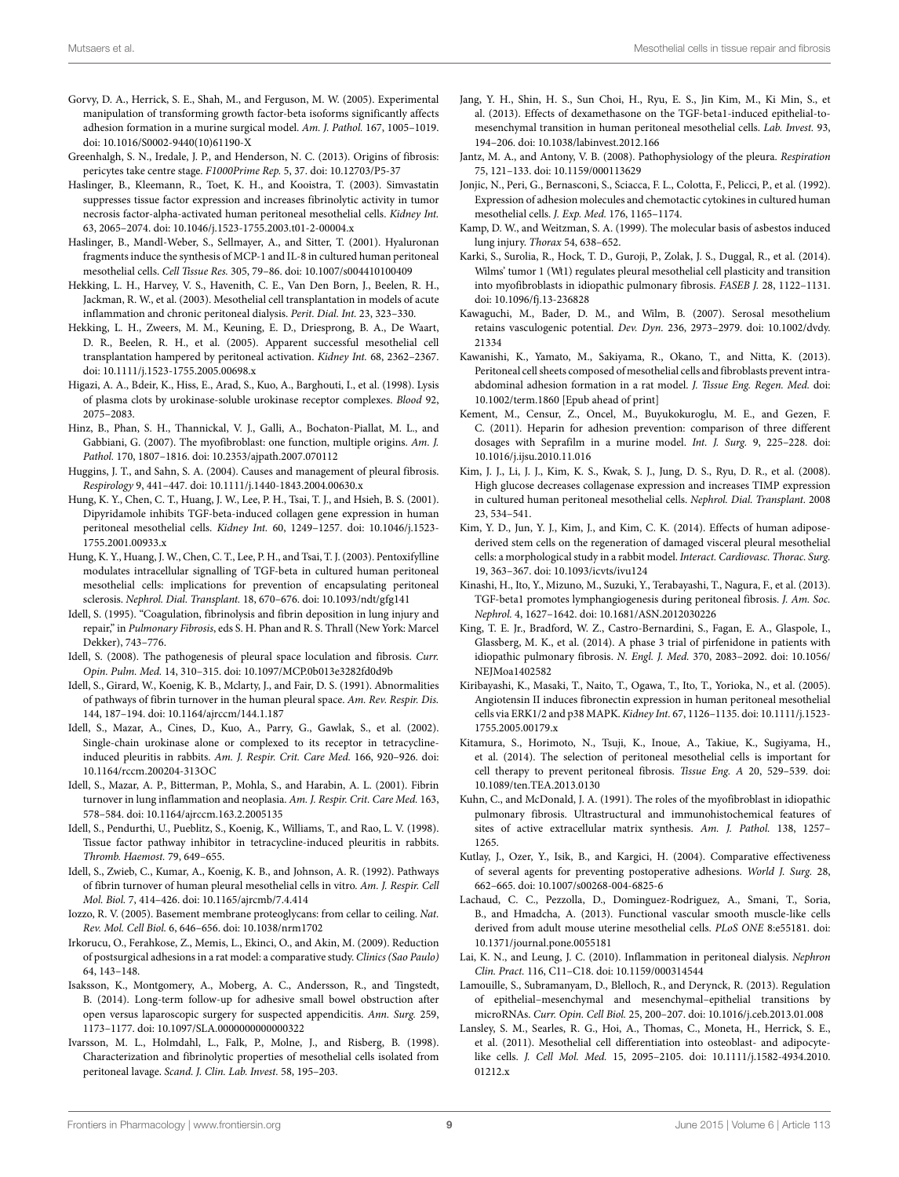Gorvy, D. A., Herrick, S. E., Shah, M., and Ferguson, M. W. (2005). Experimental manipulation of transforming growth factor-beta isoforms significantly affects adhesion formation in a murine surgical model. *Am. J. Pathol.* 167, 1005–1019. doi: 10.1016/S0002-9440(10)61190-X

Greenhalgh, S. N., Iredale, J. P., and Henderson, N. C. (2013). Origins of fibrosis: pericytes take centre stage. *F1000Prime Rep.* 5, 37. doi: 10.12703/P5-37

Haslinger, B., Kleemann, R., Toet, K. H., and Kooistra, T. (2003). Simvastatin suppresses tissue factor expression and increases fibrinolytic activity in tumor necrosis factor-alpha-activated human peritoneal mesothelial cells. *Kidney Int.* 63, 2065–2074. doi: 10.1046/j.1523-1755.2003.t01-2-00004.x

Haslinger, B., Mandl-Weber, S., Sellmayer, A., and Sitter, T. (2001). Hyaluronan fragments induce the synthesis of MCP-1 and IL-8 in cultured human peritoneal mesothelial cells. *Cell Tissue Res.* 305, 79–86. doi: 10.1007/s004410100409

Hekking, L. H., Harvey, V. S., Havenith, C. E., Van Den Born, J., Beelen, R. H., Jackman, R. W., et al. (2003). Mesothelial cell transplantation in models of acute inflammation and chronic peritoneal dialysis. *Perit. Dial. Int.* 23, 323–330.

Hekking, L. H., Zweers, M. M., Keuning, E. D., Driesprong, B. A., De Waart, D. R., Beelen, R. H., et al. (2005). Apparent successful mesothelial cell transplantation hampered by peritoneal activation. *Kidney Int.* 68, 2362–2367. doi: 10.1111/j.1523-1755.2005.00698.x

Higazi, A. A., Bdeir, K., Hiss, E., Arad, S., Kuo, A., Barghouti, I., et al. (1998). Lysis of plasma clots by urokinase-soluble urokinase receptor complexes. *Blood* 92, 2075–2083.

Hinz, B., Phan, S. H., Thannickal, V. J., Galli, A., Bochaton-Piallat, M. L., and Gabbiani, G. (2007). The myofibroblast: one function, multiple origins. *Am. J. Pathol.* 170, 1807–1816. doi: 10.2353/ajpath.2007.070112

Huggins, J. T., and Sahn, S. A. (2004). Causes and management of pleural fibrosis. *Respirology* 9, 441–447. doi: 10.1111/j.1440-1843.2004.00630.x

Hung, K. Y., Chen, C. T., Huang, J. W., Lee, P. H., Tsai, T. J., and Hsieh, B. S. (2001). Dipyridamole inhibits TGF-beta-induced collagen gene expression in human peritoneal mesothelial cells. *Kidney Int.* 60, 1249–1257. doi: 10.1046/j.1523-1755.2001.00933.x

Hung, K. Y., Huang, J. W., Chen, C. T., Lee, P. H., and Tsai, T. J. (2003). Pentoxifylline modulates intracellular signalling of TGF-beta in cultured human peritoneal mesothelial cells: implications for prevention of encapsulating peritoneal sclerosis. *Nephrol. Dial. Transplant.* 18, 670–676. doi: 10.1093/ndt/gfg141

Idell, S. (1995). "Coagulation, fibrinolysis and fibrin deposition in lung injury and repair," in *Pulmonary Fibrosis*, eds S. H. Phan and R. S. Thrall (New York: Marcel Dekker), 743–776.

Idell, S. (2008). The pathogenesis of pleural space loculation and fibrosis. *Curr. Opin. Pulm. Med.* 14, 310–315. doi: 10.1097/MCP.0b013e3282fd0d9b

Idell, S., Girard, W., Koenig, K. B., Mclarty, J., and Fair, D. S. (1991). Abnormalities of pathways of fibrin turnover in the human pleural space. *Am. Rev. Respir. Dis.* 144, 187–194. doi: 10.1164/ajrccm/144.1.187

Idell, S., Mazar, A., Cines, D., Kuo, A., Parry, G., Gawlak, S., et al. (2002). Single-chain urokinase alone or complexed to its receptor in tetracycline-induced pleuritis in rabbits. *Am. J. Respir. Crit. Care Med.* 166, 920–926. doi: 10.1164/rccm.200204-313OC

Idell, S., Mazar, A. P., Bitterman, P., Mohla, S., and Harabin, A. L. (2001). Fibrin turnover in lung inflammation and neoplasia. *Am. J. Respir. Crit. Care Med.* 163, 578–584. doi: 10.1164/ajrccm.163.2.2005135

Idell, S., Pendurthi, U., Pueblitz, S., Koenig, K., Williams, T., and Rao, L. V. (1998). Tissue factor pathway inhibitor in tetracycline-induced pleuritis in rabbits. *Thromb. Haemost.* 79, 649–655.

Idell, S., Zwieb, C., Kumar, A., Koenig, K. B., and Johnson, A. R. (1992). Pathways of fibrin turnover of human pleural mesothelial cells in vitro. *Am. J. Respir. Cell Mol. Biol.* 7, 414–426. doi: 10.1165/ajrcmb/7.4.414

Iozzo, R. V. (2005). Basement membrane proteoglycans: from cellar to ceiling. *Nat. Rev. Mol. Cell Biol.* 6, 646–656. doi: 10.1038/nrm1702

Irkorucu, O., Ferahkose, Z., Memis, L., Ekinci, O., and Akin, M. (2009). Reduction of postsurgical adhesions in a rat model: a comparative study. *Clinics (Sao Paulo)* 64, 143–148.

Isaksson, K., Montgomery, A., Moberg, A. C., Andersson, R., and Tingstedt, B. (2014). Long-term follow-up for adhesive small bowel obstruction after open versus laparoscopic surgery for suspected appendicitis. *Ann. Surg.* 259, 1173–1177. doi: 10.1097/SLA.0000000000000322

Ivarsson, M. L., Holmdahl, L., Falk, P., Molne, J., and Risberg, B. (1998). Characterization and fibrinolytic properties of mesothelial cells isolated from peritoneal lavage. *Scand. J. Clin. Lab. Invest.* 58, 195–203.

Jang, Y. H., Shin, H. S., Sun Choi, H., Ryu, E. S., Jin Kim, M., Ki Min, S., et al. (2013). Effects of dexamethasone on the TGF-beta1-induced epithelial-to-mesenchymal transition in human peritoneal mesothelial cells. *Lab. Invest.* 93, 194–206. doi: 10.1038/labinvest.2012.166

Jantz, M. A., and Antony, V. B. (2008). Pathophysiology of the pleura. *Respiration* 75, 121–133. doi: 10.1159/000113629

Jonjic, N., Peri, G., Bernasconi, S., Sciacca, F. L., Colotta, F., Pelicci, P., et al. (1992). Expression of adhesion molecules and chemotactic cytokines in cultured human mesothelial cells. *J. Exp. Med.* 176, 1165–1174.

Kamp, D. W., and Weitzman, S. A. (1999). The molecular basis of asbestos induced lung injury. *Thorax* 54, 638–652.

Karki, S., Surolia, R., Hock, T. D., Guroji, P., Zolak, J. S., Duggal, R., et al. (2014). Wilms' tumor 1 (Wt1) regulates pleural mesothelial cell plasticity and transition into myofibroblasts in idiopathic pulmonary fibrosis. *FASEB J.* 28, 1122–1131. doi: 10.1096/fj.13-236828

Kawaguchi, M., Bader, D. M., and Wilm, B. (2007). Serosal mesothelium retains vasculogenic potential. *Dev. Dyn.* 236, 2973–2979. doi: 10.1002/dvdy.21334

Kawanishi, K., Yamato, M., Sakiyama, R., Okano, T., and Nitta, K. (2013). Peritoneal cell sheets composed of mesothelial cells and fibroblasts prevent intra-abdominal adhesion formation in a rat model. *J. Tissue Eng. Regen. Med.* doi: 10.1002/term.1860 [Epub ahead of print]

Kement, M., Censur, Z., Oncel, M., Buyukokuroglu, M. E., and Gezen, F. C. (2011). Heparin for adhesion prevention: comparison of three different dosages with Seprafilm in a murine model. *Int. J. Surg.* 9, 225–228. doi: 10.1016/j.ijsu.2010.11.016

Kim, J. J., Li, J. J., Kim, K. S., Kwak, S. J., Jung, D. S., Ryu, D. R., et al. (2008). High glucose decreases collagenase expression and increases TIMP expression in cultured human peritoneal mesothelial cells. *Nephrol. Dial. Transplant.* 2008 23, 534–541.

Kim, Y. D., Jun, Y. J., Kim, J., and Kim, C. K. (2014). Effects of human adipose-derived stem cells on the regeneration of damaged visceral pleural mesothelial cells: a morphological study in a rabbit model. *Interact. Cardiovasc. Thorac. Surg.* 19, 363–367. doi: 10.1093/icvts/ivu124

Kinashi, H., Ito, Y., Mizuno, M., Suzuki, Y., Terabayashi, T., Nagura, F., et al. (2013). TGF-beta1 promotes lymphangiogenesis during peritoneal fibrosis. *J. Am. Soc. Nephrol.* 4, 1627–1642. doi: 10.1681/ASN.2012030226

King, T. E. Jr., Bradford, W. Z., Castro-Bernardini, S., Fagan, E. A., Glaspole, I., Glassberg, M. K., et al. (2014). A phase 3 trial of pirfenidone in patients with idiopathic pulmonary fibrosis. *N. Engl. J. Med.* 370, 2083–2092. doi: 10.1056/NEJMoa1402582

Kiribayashi, K., Masaki, T., Naito, T., Ogawa, T., Ito, T., Yorioka, N., et al. (2005). Angiotensin II induces fibronectin expression in human peritoneal mesothelial cells via ERK1/2 and p38 MAPK. *Kidney Int.* 67, 1126–1135. doi: 10.1111/j.1523-1755.2005.00179.x

Kitamura, S., Horimoto, N., Tsuji, K., Inoue, A., Takiue, K., Sugiyama, H., et al. (2014). The selection of peritoneal mesothelial cells is important for cell therapy to prevent peritoneal fibrosis. *Tissue Eng. A* 20, 529–539. doi: 10.1089/ten.TEA.2013.0130

Kuhn, C., and McDonald, J. A. (1991). The roles of the myofibroblast in idiopathic pulmonary fibrosis. Ultrastructural and immunohistochemical features of sites of active extracellular matrix synthesis. *Am. J. Pathol.* 138, 1257–1265.

Kutlay, J., Ozer, Y., Isik, B., and Kargici, H. (2004). Comparative effectiveness of several agents for preventing postoperative adhesions. *World J. Surg.* 28, 662–665. doi: 10.1007/s00268-004-6825-6

Lachaud, C. C., Pezzolla, D., Dominguez-Rodriguez, A., Smani, T., Soria, B., and Hmadcha, A. (2013). Functional vascular smooth muscle-like cells derived from adult mouse uterine mesothelial cells. *PLoS ONE* 8:e55181. doi: 10.1371/journal.pone.0055181

Lai, K. N., and Leung, J. C. (2010). Inflammation in peritoneal dialysis. *Nephron Clin. Pract.* 116, C11–C18. doi: 10.1159/000314544

Lamouille, S., Subramanyam, D., Blelloch, R., and Derynck, R. (2013). Regulation of epithelial–mesenchymal and mesenchymal–epithelial transitions by microRNAs. *Curr. Opin. Cell Biol.* 25, 200–207. doi: 10.1016/j.ceb.2013.01.008

Lansley, S. M., Searles, R. G., Hoi, A., Thomas, C., Moneta, H., Herrick, S. E., et al. (2011). Mesothelial cell differentiation into osteoblast- and adipocyte-like cells. *J. Cell Mol. Med.* 15, 2095–2105. doi: 10.1111/j.1582-4934.2010.01212.x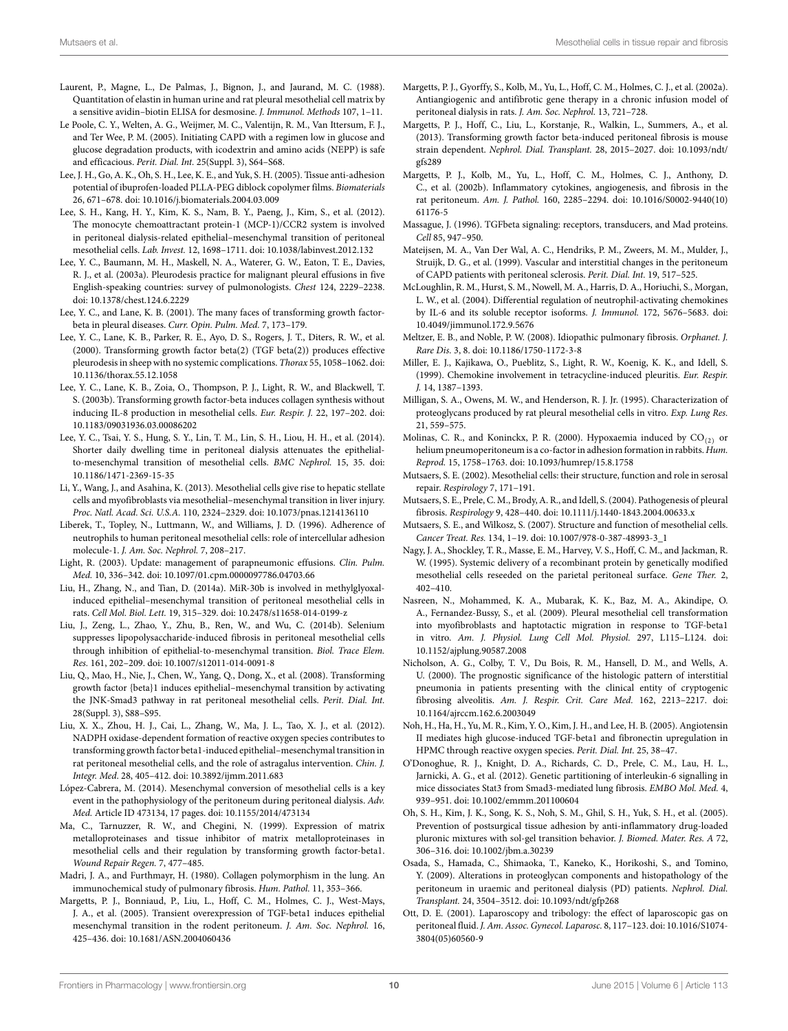Laurent, P., Magne, L., De Palmas, J., Bignon, J., and Jaurand, M. C. (1988). Quantitation of elastin in human urine and rat pleural mesothelial cell matrix by a sensitive avidin–biotin ELISA for desmosine. *J. Immunol. Methods* 107, 1–11.

Le Poole, C. Y., Welten, A. G., Weijmer, M. C., Valentijn, R. M., Van Ittersum, F. J., and Ter Wee, P. M. (2005). Initiating CAPD with a regimen low in glucose and glucose degradation products, with icodextrin and amino acids (NEPP) is safe and efficacious. *Perit. Dial. Int.* 25(Suppl. 3), S64–S68.

Lee, J. H., Go, A. K., Oh, S. H., Lee, K. E., and Yuk, S. H. (2005). Tissue anti-adhesion potential of ibuprofen-loaded PLLA-PEG diblock copolymer films. *Biomaterials* 26, 671–678. doi: 10.1016/j.biomaterials.2004.03.009

Lee, S. H., Kang, H. Y., Kim, K. S., Nam, B. Y., Paeng, J., Kim, S., et al. (2012). The monocyte chemoattractant protein-1 (MCP-1)/CCR2 system is involved in peritoneal dialysis-related epithelial–mesenchymal transition of peritoneal mesothelial cells. *Lab. Invest.* 12, 1698–1711. doi: 10.1038/labinvest.2012.132

Lee, Y. C., Baumann, M. H., Maskell, N. A., Waterer, G. W., Eaton, T. E., Davies, R. J., et al. (2003a). Pleurodesis practice for malignant pleural effusions in five English-speaking countries: survey of pulmonologists. *Chest* 124, 2229–2238. doi: 10.1378/chest.124.6.2229

Lee, Y. C., and Lane, K. B. (2001). The many faces of transforming growth factor-beta in pleural diseases. *Curr. Opin. Pulm. Med.* 7, 173–179.

Lee, Y. C., Lane, K. B., Parker, R. E., Ayo, D. S., Rogers, J. T., Diters, R. W., et al. (2000). Transforming growth factor beta(2) (TGF beta(2)) produces effective pleurodesis in sheep with no systemic complications. *Thorax* 55, 1058–1062. doi: 10.1136/thorax.55.12.1058

Lee, Y. C., Lane, K. B., Zoia, O., Thompson, P. J., Light, R. W., and Blackwell, T. S. (2003b). Transforming growth factor-beta induces collagen synthesis without inducing IL-8 production in mesothelial cells. *Eur. Respir. J.* 22, 197–202. doi: 10.1183/09031936.03.00086202

Lee, Y. C., Tsai, Y. S., Hung, S. Y., Lin, T. M., Lin, S. H., Liou, H. H., et al. (2014). Shorter daily dwelling time in peritoneal dialysis attenuates the epithelial-to-mesenchymal transition of mesothelial cells. *BMC Nephrol.* 15, 35. doi: 10.1186/1471-2369-15-35

Li, Y., Wang, J., and Asahina, K. (2013). Mesothelial cells give rise to hepatic stellate cells and myofibroblasts via mesothelial–mesenchymal transition in liver injury. *Proc. Natl. Acad. Sci. U.S.A.* 110, 2324–2329. doi: 10.1073/pnas.1214136110

Liberek, T., Topley, N., Luttmann, W., and Williams, J. D. (1996). Adherence of neutrophils to human peritoneal mesothelial cells: role of intercellular adhesion molecule-1. *J. Am. Soc. Nephrol.* 7, 208–217.

Light, R. (2003). Update: management of parapneumonic effusions. *Clin. Pulm. Med.* 10, 336–342. doi: 10.1097/01.cpm.0000097786.04703.66

Liu, H., Zhang, N., and Tian, D. (2014a). MiR-30b is involved in methylglyoxal-induced epithelial–mesenchymal transition of peritoneal mesothelial cells in rats. *Cell Mol. Biol. Lett.* 19, 315–329. doi: 10.2478/s11658-014-0199-z

Liu, J., Zeng, L., Zhao, Y., Zhu, B., Ren, W., and Wu, C. (2014b). Selenium suppresses lipopolysaccharide-induced fibrosis in peritoneal mesothelial cells through inhibition of epithelial-to-mesenchymal transition. *Biol. Trace Elem. Res.* 161, 202–209. doi: 10.1007/s12011-014-0091-8

Liu, Q., Mao, H., Nie, J., Chen, W., Yang, Q., Dong, X., et al. (2008). Transforming growth factor {beta}1 induces epithelial–mesenchymal transition by activating the JNK-Smad3 pathway in rat peritoneal mesothelial cells. *Perit. Dial. Int.* 28(Suppl. 3), S88–S95.

Liu, X. X., Zhou, H. J., Cai, L., Zhang, W., Ma, J. L., Tao, X. J., et al. (2012). NADPH oxidase-dependent formation of reactive oxygen species contributes to transforming growth factor beta1-induced epithelial–mesenchymal transition in rat peritoneal mesothelial cells, and the role of astragalus intervention. *Chin. J. Integr. Med.* 28, 405–412. doi: 10.3892/ijmm.2011.683

López-Cabrera, M. (2014). Mesenchymal conversion of mesothelial cells is a key event in the pathophysiology of the peritoneum during peritoneal dialysis. *Adv. Med.* Article ID 473134, 17 pages. doi: 10.1155/2014/473134

Ma, C., Tarnuzzer, R. W., and Chegini, N. (1999). Expression of matrix metalloproteinases and tissue inhibitor of matrix metalloproteinases in mesothelial cells and their regulation by transforming growth factor-beta1. *Wound Repair Regen.* 7, 477–485.

Madri, J. A., and Furthmayr, H. (1980). Collagen polymorphism in the lung. An immunochemical study of pulmonary fibrosis. *Hum. Pathol.* 11, 353–366.

Margetts, P. J., Bonniaud, P., Liu, L., Hoff, C. M., Holmes, C. J., West-Mays, J. A., et al. (2005). Transient overexpression of TGF-beta1 induces epithelial mesenchymal transition in the rodent peritoneum. *J. Am. Soc. Nephrol.* 16, 425–436. doi: 10.1681/ASN.2004060436

Margetts, P. J., Gyorffy, S., Kolb, M., Yu, L., Hoff, C. M., Holmes, C. J., et al. (2002a). Antiangiogenic and antifibrotic gene therapy in a chronic infusion model of peritoneal dialysis in rats. *J. Am. Soc. Nephrol.* 13, 721–728.

Margetts, P. J., Hoff, C., Liu, L., Korstanje, R., Walkin, L., Summers, A., et al. (2013). Transforming growth factor beta-induced peritoneal fibrosis is mouse strain dependent. *Nephrol. Dial. Transplant.* 28, 2015–2027. doi: 10.1093/ndt/gfs289

Margetts, P. J., Kolb, M., Yu, L., Hoff, C. M., Holmes, C. J., Anthony, D. C., et al. (2002b). Inflammatory cytokines, angiogenesis, and fibrosis in the rat peritoneum. *Am. J. Pathol.* 160, 2285–2294. doi: 10.1016/S0002-9440(10)61176-5

Massague, J. (1996). TGFbeta signaling: receptors, transducers, and Mad proteins. *Cell* 85, 947–950.

Mateijsen, M. A., Van Der Wal, A. C., Hendriks, P. M., Zweers, M. M., Mulder, J., Struijk, D. G., et al. (1999). Vascular and interstitial changes in the peritoneum of CAPD patients with peritoneal sclerosis. *Perit. Dial. Int.* 19, 517–525.

McLoughlin, R. M., Hurst, S. M., Nowell, M. A., Harris, D. A., Horiuchi, S., Morgan, L. W., et al. (2004). Differential regulation of neutrophil-activating chemokines by IL-6 and its soluble receptor isoforms. *J. Immunol.* 172, 5676–5683. doi: 10.4049/jimmunol.172.9.5676

Meltzer, E. B., and Noble, P. W. (2008). Idiopathic pulmonary fibrosis. *Orphanet. J. Rare Dis.* 3, 8. doi: 10.1186/1750-1172-3-8

Miller, E. J., Kajikawa, O., Pueblitz, S., Light, R. W., Koenig, K. K., and Idell, S. (1999). Chemokine involvement in tetracycline-induced pleuritis. *Eur. Respir. J.* 14, 1387–1393.

Milligan, S. A., Owens, M. W., and Henderson, R. J. Jr. (1995). Characterization of proteoglycans produced by rat pleural mesothelial cells in vitro. *Exp. Lung Res.* 21, 559–575.

Molinas, C. R., and Koninckx, P. R. (2000). Hypoxaemia induced by $CO_{(2)}$ or helium pneumoperitoneum is a co-factor in adhesion formation in rabbits. *Hum. Reprod.* 15, 1758–1763. doi: 10.1093/humrep/15.8.1758

Mutsaers, S. E. (2002). Mesothelial cells: their structure, function and role in serosal repair. *Respirology* 7, 171–191.

Mutsaers, S. E., Prele, C. M., Brody, A. R., and Idell, S. (2004). Pathogenesis of pleural fibrosis. *Respirology* 9, 428–440. doi: 10.1111/j.1440-1843.2004.00633.x

Mutsaers, S. E., and Wilkosz, S. (2007). Structure and function of mesothelial cells. *Cancer Treat. Res.* 134, 1–19. doi: 10.1007/978-0-387-48993-3_1

Nagy, J. A., Shockley, T. R., Masse, E. M., Harvey, V. S., Hoff, C. M., and Jackman, R. W. (1995). Systemic delivery of a recombinant protein by genetically modified mesothelial cells reseeded on the parietal peritoneal surface. *Gene Ther.* 2, 402–410.

Nasreen, N., Mohammed, K. A., Mubarak, K. K., Baz, M. A., Akindipe, O. A., Fernandez-Bussy, S., et al. (2009). Pleural mesothelial cell transformation into myofibroblasts and haptotactic migration in response to TGF-beta1 in vitro. *Am. J. Physiol. Lung Cell Mol. Physiol.* 297, L115–L124. doi: 10.1152/ajplung.90587.2008

Nicholson, A. G., Colby, T. V., Du Bois, R. M., Hansell, D. M., and Wells, A. U. (2000). The prognostic significance of the histologic pattern of interstitial pneumonia in patients presenting with the clinical entity of cryptogenic fibrosing alveolitis. *Am. J. Respir. Crit. Care Med.* 162, 2213–2217. doi: 10.1164/ajrccm.162.6.2003049

Noh, H., Ha, H., Yu, M. R., Kim, Y. O., Kim, J. H., and Lee, H. B. (2005). Angiotensin II mediates high glucose-induced TGF-beta1 and fibronectin upregulation in HPMC through reactive oxygen species. *Perit. Dial. Int.* 25, 38–47.

O'Donoghue, R. J., Knight, D. A., Richards, C. D., Prele, C. M., Lau, H. L., Jarnicki, A. G., et al. (2012). Genetic partitioning of interleukin-6 signalling in mice dissociates Stat3 from Smad3-mediated lung fibrosis. *EMBO Mol. Med.* 4, 939–951. doi: 10.1002/emmm.201100604

Oh, S. H., Kim, J. K., Song, K. S., Noh, S. M., Ghil, S. H., Yuk, S. H., et al. (2005). Prevention of postsurgical tissue adhesion by anti-inflammatory drug-loaded pluronic mixtures with sol-gel transition behavior. *J. Biomed. Mater. Res. A* 72, 306–316. doi: 10.1002/jbm.a.30239

Osada, S., Hamada, C., Shimaoka, T., Kaneko, K., Horikoshi, S., and Tomino, Y. (2009). Alterations in proteoglycan components and histopathology of the peritoneum in uraemic and peritoneal dialysis (PD) patients. *Nephrol. Dial. Transplant.* 24, 3504–3512. doi: 10.1093/ndt/gfp268

Ott, D. E. (2001). Laparoscopy and tribology: the effect of laparoscopic gas on peritoneal fluid. *J. Am. Assoc. Gynecol. Laparosc.* 8, 117–123. doi: 10.1016/S1074-3804(05)60560-9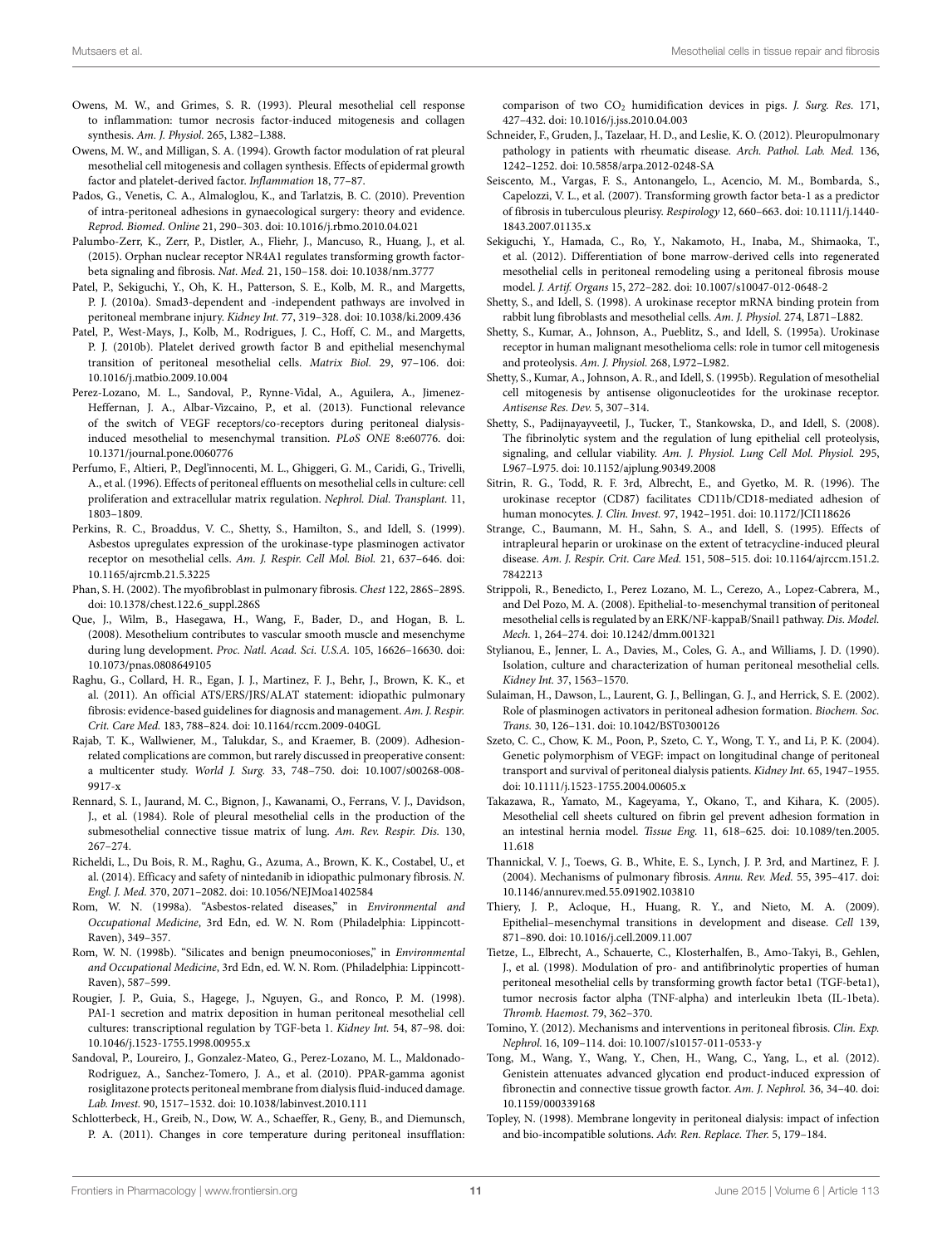Owens, M. W., and Grimes, S. R. (1993). Pleural mesothelial cell response to inflammation: tumor necrosis factor-induced mitogenesis and collagen synthesis. *Am. J. Physiol.* 265, L382–L388.

Owens, M. W., and Milligan, S. A. (1994). Growth factor modulation of rat pleural mesothelial cell mitogenesis and collagen synthesis. Effects of epidermal growth factor and platelet-derived factor. *Inflammation* 18, 77–87.

Pados, G., Venetis, C. A., Almaloglou, K., and Tarlatzis, B. C. (2010). Prevention of intra-peritoneal adhesions in gynaecological surgery: theory and evidence. *Reprod. Biomed. Online* 21, 290–303. doi: 10.1016/j.rbmo.2010.04.021

Palumbo-Zerr, K., Zerr, P., Distler, A., Fliehr, J., Mancuso, R., Huang, J., et al. (2015). Orphan nuclear receptor NR4A1 regulates transforming growth factor-beta signaling and fibrosis. *Nat. Med.* 21, 150–158. doi: 10.1038/nm.3777

Patel, P., Sekiguchi, Y., Oh, K. H., Patterson, S. E., Kolb, M. R., and Margetts, P. J. (2010a). Smad3-dependent and -independent pathways are involved in peritoneal membrane injury. *Kidney Int.* 77, 319–328. doi: 10.1038/ki.2009.436

Patel, P., West-Mays, J., Kolb, M., Rodrigues, J. C., Hoff, C. M., and Margetts, P. J. (2010b). Platelet derived growth factor B and epithelial mesenchymal transition of peritoneal mesothelial cells. *Matrix Biol.* 29, 97–106. doi: 10.1016/j.matbio.2009.10.004

Perez-Lozano, M. L., Sandoval, P., Rynne-Vidal, A., Aguilera, A., Jimenez-Heffernan, J. A., Albar-Vizcaino, P., et al. (2013). Functional relevance of the switch of VEGF receptors/co-receptors during peritoneal dialysis-induced mesothelial to mesenchymal transition. *PLoS ONE* 8:e60776. doi: 10.1371/journal.pone.0060776

Perfumo, F., Altieri, P., Degl'innocenti, M. L., Ghiggeri, G. M., Caridi, G., Trivelli, A., et al. (1996). Effects of peritoneal effluents on mesothelial cells in culture: cell proliferation and extracellular matrix regulation. *Nephrol. Dial. Transplant.* 11, 1803–1809.

Perkins, R. C., Broaddus, V. C., Shetty, S., Hamilton, S., and Idell, S. (1999). Asbestos upregulates expression of the urokinase-type plasminogen activator receptor on mesothelial cells. *Am. J. Respir. Cell Mol. Biol.* 21, 637–646. doi: 10.1165/ajrcmb.21.5.3225

Phan, S. H. (2002). The myofibroblast in pulmonary fibrosis. *Chest* 122, 286S–289S. doi: 10.1378/chest.122.6_suppl.286S

Que, J., Wilm, B., Hasegawa, H., Wang, F., Bader, D., and Hogan, B. L. (2008). Mesothelium contributes to vascular smooth muscle and mesenchyme during lung development. *Proc. Natl. Acad. Sci. U.S.A.* 105, 16626–16630. doi: 10.1073/pnas.0808649105

Raghu, G., Collard, H. R., Egan, J. J., Martinez, F. J., Behr, J., Brown, K. K., et al. (2011). An official ATS/ERS/JRS/ALAT statement: idiopathic pulmonary fibrosis: evidence-based guidelines for diagnosis and management. *Am. J. Respir. Crit. Care Med.* 183, 788–824. doi: 10.1164/rccm.2009-040GL

Rajab, T. K., Wallwiener, M., Talukdar, S., and Kraemer, B. (2009). Adhesion-related complications are common, but rarely discussed in preoperative consent: a multicenter study. *World J. Surg.* 33, 748–750. doi: 10.1007/s00268-008-9917-x

Rennard, S. I., Jaurand, M. C., Bignon, J., Kawanami, O., Ferrans, V. J., Davidson, J., et al. (1984). Role of pleural mesothelial cells in the production of the submesothelial connective tissue matrix of lung. *Am. Rev. Respir. Dis.* 130, 267–274.

Richeldi, L., Du Bois, R. M., Raghu, G., Azuma, A., Brown, K. K., Costabel, U., et al. (2014). Efficacy and safety of nintedanib in idiopathic pulmonary fibrosis. *N. Engl. J. Med.* 370, 2071–2082. doi: 10.1056/NEJMoa1402584

Rom, W. N. (1998a). "Asbestos-related diseases," in *Environmental and Occupational Medicine*, 3rd Edn, ed. W. N. Rom (Philadelphia: Lippincott-Raven), 349–357.

Rom, W. N. (1998b). "Silicates and benign pneumoconioses," in *Environmental and Occupational Medicine*, 3rd Edn, ed. W. N. Rom. (Philadelphia: Lippincott-Raven), 587–599.

Rougier, J. P., Guia, S., Hagege, J., Nguyen, G., and Ronco, P. M. (1998). PAI-1 secretion and matrix deposition in human peritoneal mesothelial cell cultures: transcriptional regulation by TGF-beta 1. *Kidney Int.* 54, 87–98. doi: 10.1046/j.1523-1755.1998.00955.x

Sandoval, P., Loureiro, J., Gonzalez-Mateo, G., Perez-Lozano, M. L., Maldonado-Rodriguez, A., Sanchez-Tomero, J. A., et al. (2010). PPAR-gamma agonist rosiglitazone protects peritoneal membrane from dialysis fluid-induced damage. *Lab. Invest.* 90, 1517–1532. doi: 10.1038/labinvest.2010.111

Schlotterbeck, H., Greib, N., Dow, W. A., Schaeffer, R., Geny, B., and Diemunsch, P. A. (2011). Changes in core temperature during peritoneal insufflation: comparison of two $CO_2$ humidification devices in pigs. *J. Surg. Res.* 171, 427–432. doi: 10.1016/j.jss.2010.04.003

Schneider, F., Gruden, J., Tazelaar, H. D., and Leslie, K. O. (2012). Pleuropulmonary pathology in patients with rheumatic disease. *Arch. Pathol. Lab. Med.* 136, 1242–1252. doi: 10.5858/arpa.2012-0248-SA

Seiscento, M., Vargas, F. S., Antonangelo, L., Acencio, M. M., Bombarda, S., Capelozzi, V. L., et al. (2007). Transforming growth factor beta-1 as a predictor of fibrosis in tuberculous pleurisy. *Respirology* 12, 660–663. doi: 10.1111/j.1440-1843.2007.01135.x

Sekiguchi, Y., Hamada, C., Ro, Y., Nakamoto, H., Inaba, M., Shimaoka, T., et al. (2012). Differentiation of bone marrow-derived cells into regenerated mesothelial cells in peritoneal remodeling using a peritoneal fibrosis mouse model. *J. Artif. Organs* 15, 272–282. doi: 10.1007/s10047-012-0648-2

Shetty, S., and Idell, S. (1998). A urokinase receptor mRNA binding protein from rabbit lung fibroblasts and mesothelial cells. *Am. J. Physiol.* 274, L871–L882.

Shetty, S., Kumar, A., Johnson, A., Pueblitz, S., and Idell, S. (1995a). Urokinase receptor in human malignant mesothelioma cells: role in tumor cell mitogenesis and proteolysis. *Am. J. Physiol.* 268, L972–L982.

Shetty, S., Kumar, A., Johnson, A. R., and Idell, S. (1995b). Regulation of mesothelial cell mitogenesis by antisense oligonucleotides for the urokinase receptor. *Antisense Res. Dev.* 5, 307–314.

Shetty, S., Padijnayayveetil, J., Tucker, T., Stankowska, D., and Idell, S. (2008). The fibrinolytic system and the regulation of lung epithelial cell proteolysis, signaling, and cellular viability. *Am. J. Physiol. Lung Cell Mol. Physiol.* 295, L967–L975. doi: 10.1152/ajplung.90349.2008

Sitrin, R. G., Todd, R. F. 3rd, Albrecht, E., and Gyetko, M. R. (1996). The urokinase receptor (CD87) facilitates CD11b/CD18-mediated adhesion of human monocytes. *J. Clin. Invest.* 97, 1942–1951. doi: 10.1172/JCI118626

Strange, C., Baumann, M. H., Sahn, S. A., and Idell, S. (1995). Effects of intrapleural heparin or urokinase on the extent of tetracycline-induced pleural disease. *Am. J. Respir. Crit. Care Med.* 151, 508–515. doi: 10.1164/ajrccm.151.2.7842213

Strippoli, R., Benedicto, I., Perez Lozano, M. L., Cerezo, A., Lopez-Cabrera, M., and Del Pozo, M. A. (2008). Epithelial-to-mesenchymal transition of peritoneal mesothelial cells is regulated by an ERK/NF-kappaB/Snail1 pathway. *Dis. Model. Mech.* 1, 264–274. doi: 10.1242/dmm.001321

Stylianou, E., Jenner, L. A., Davies, M., Coles, G. A., and Williams, J. D. (1990). Isolation, culture and characterization of human peritoneal mesothelial cells. *Kidney Int.* 37, 1563–1570.

Sulaiman, H., Dawson, L., Laurent, G. J., Bellingan, G. J., and Herrick, S. E. (2002). Role of plasminogen activators in peritoneal adhesion formation. *Biochem. Soc. Trans.* 30, 126–131. doi: 10.1042/BST0300126

Szeto, C. C., Chow, K. M., Poon, P., Szeto, C. Y., Wong, T. Y., and Li, P. K. (2004). Genetic polymorphism of VEGF: impact on longitudinal change of peritoneal transport and survival of peritoneal dialysis patients. *Kidney Int.* 65, 1947–1955. doi: 10.1111/j.1523-1755.2004.00605.x

Takazawa, R., Yamato, M., Kageyama, Y., Okano, T., and Kihara, K. (2005). Mesothelial cell sheets cultured on fibrin gel prevent adhesion formation in an intestinal hernia model. *Tissue Eng.* 11, 618–625. doi: 10.1089/ten.2005.11.618

Thannickal, V. J., Toews, G. B., White, E. S., Lynch, J. P. 3rd, and Martinez, F. J. (2004). Mechanisms of pulmonary fibrosis. *Annu. Rev. Med.* 55, 395–417. doi: 10.1146/annurev.med.55.091902.103810

Thiery, J. P., Acloque, H., Huang, R. Y., and Nieto, M. A. (2009). Epithelial–mesenchymal transitions in development and disease. *Cell* 139, 871–890. doi: 10.1016/j.cell.2009.11.007

Tietze, L., Elbrecht, A., Schauerte, C., Klosterhalfen, B., Amo-Takyi, B., Gehlen, J., et al. (1998). Modulation of pro- and antifibrinolytic properties of human peritoneal mesothelial cells by transforming growth factor beta1 (TGF-beta1), tumor necrosis factor alpha (TNF-alpha) and interleukin 1beta (IL-1beta). *Thromb. Haemost.* 79, 362–370.

Tomino, Y. (2012). Mechanisms and interventions in peritoneal fibrosis. *Clin. Exp. Nephrol.* 16, 109–114. doi: 10.1007/s10157-011-0533-y

Tong, M., Wang, Y., Wang, Y., Chen, H., Wang, C., Yang, L., et al. (2012). Genistein attenuates advanced glycation end product-induced expression of fibronectin and connective tissue growth factor. *Am. J. Nephrol.* 36, 34–40. doi: 10.1159/000339168

Topley, N. (1998). Membrane longevity in peritoneal dialysis: impact of infection and bio-incompatible solutions. *Adv. Ren. Replace. Ther.* 5, 179–184.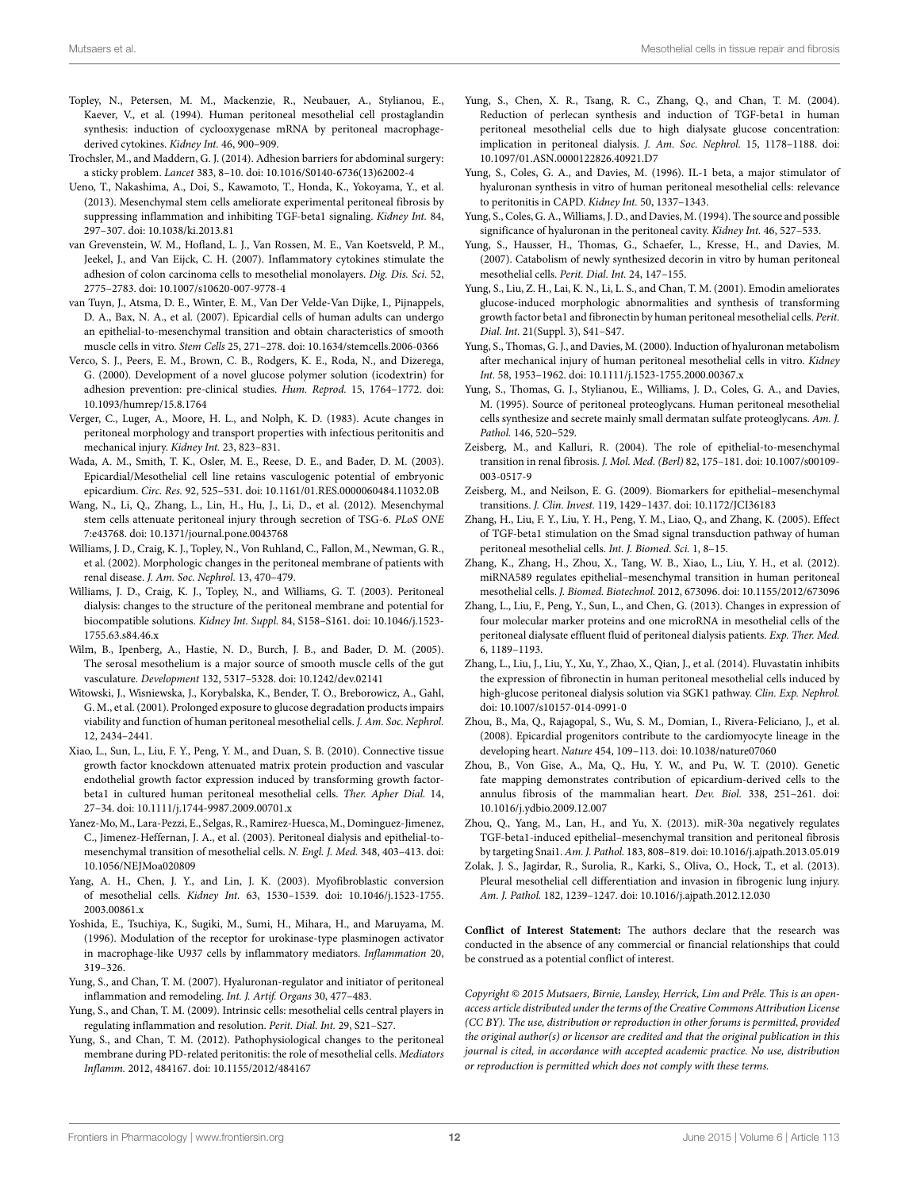Topley, N., Petersen, M. M., Mackenzie, R., Neubauer, A., Stylianou, E., Kaever, V., et al. (1994). Human peritoneal mesothelial cell prostaglandin synthesis: induction of cyclooxygenase mRNA by peritoneal macrophage-derived cytokines. *Kidney Int.* 46, 900–909.

Trochsler, M., and Maddern, G. J. (2014). Adhesion barriers for abdominal surgery: a sticky problem. *Lancet* 383, 8–10. doi: 10.1016/S0140-6736(13)62002-4

Ueno, T., Nakashima, A., Doi, S., Kawamoto, T., Honda, K., Yokoyama, Y., et al. (2013). Mesenchymal stem cells ameliorate experimental peritoneal fibrosis by suppressing inflammation and inhibiting TGF-beta1 signaling. *Kidney Int.* 84, 297–307. doi: 10.1038/ki.2013.81

van Grevenstein, W. M., Hofland, L. J., Van Rossen, M. E., Van Koetsveld, P. M., Jeekel, J., and Van Eijck, C. H. (2007). Inflammatory cytokines stimulate the adhesion of colon carcinoma cells to mesothelial monolayers. *Dig. Dis. Sci.* 52, 2775–2783. doi: 10.1007/s10620-007-9778-4

van Tuyn, J., Atsma, D. E., Winter, E. M., Van Der Velde-Van Dijke, I., Pijnappels, D. A., Bax, N. A., et al. (2007). Epicardial cells of human adults can undergo an epithelial-to-mesenchymal transition and obtain characteristics of smooth muscle cells in vitro. *Stem Cells* 25, 271–278. doi: 10.1634/stemcells.2006-0366

Verco, S. J., Peers, E. M., Brown, C. B., Rodgers, K. E., Roda, N., and Dizerega, G. (2000). Development of a novel glucose polymer solution (icodextrin) for adhesion prevention: pre-clinical studies. *Hum. Reprod.* 15, 1764–1772. doi: 10.1093/humrep/15.8.1764

Verger, C., Luger, A., Moore, H. L., and Nolph, K. D. (1983). Acute changes in peritoneal morphology and transport properties with infectious peritonitis and mechanical injury. *Kidney Int.* 23, 823–831.

Wada, A. M., Smith, T. K., Osler, M. E., Reese, D. E., and Bader, D. M. (2003). Epicardial/Mesothelial cell line retains vasculogenic potential of embryonic epicardium. *Circ. Res.* 92, 525–531. doi: 10.1161/01.RES.0000060484.11032.0B

Wang, N., Li, Q., Zhang, L., Lin, H., Hu, J., Li, D., et al. (2012). Mesenchymal stem cells attenuate peritoneal injury through secretion of TSG-6. *PLoS ONE* 7:e43768. doi: 10.1371/journal.pone.0043768

Williams, J. D., Craig, K. J., Topley, N., Von Ruhland, C., Fallon, M., Newman, G. R., et al. (2002). Morphologic changes in the peritoneal membrane of patients with renal disease. *J. Am. Soc. Nephrol.* 13, 470–479.

Williams, J. D., Craig, K. J., Topley, N., and Williams, G. T. (2003). Peritoneal dialysis: changes to the structure of the peritoneal membrane and potential for biocompatible solutions. *Kidney Int. Suppl.* 84, S158–S161. doi: 10.1046/j.1523-1755.63.s84.46.x

Wilm, B., Ipenberg, A., Hastie, N. D., Burch, J. B., and Bader, D. M. (2005). The serosal mesothelium is a major source of smooth muscle cells of the gut vasculature. *Development* 132, 5317–5328. doi: 10.1242/dev.02141

Witowski, J., Wisniewska, J., Korybalska, K., Bender, T. O., Breborowicz, A., Gahl, G. M., et al. (2001). Prolonged exposure to glucose degradation products impairs viability and function of human peritoneal mesothelial cells. *J. Am. Soc. Nephrol.* 12, 2434–2441.

Xiao, L., Sun, L., Liu, F. Y., Peng, Y. M., and Duan, S. B. (2010). Connective tissue growth factor knockdown attenuated matrix protein production and vascular endothelial growth factor expression induced by transforming growth factor-beta1 in cultured human peritoneal mesothelial cells. *Ther. Apher Dial.* 14, 27–34. doi: 10.1111/j.1744-9987.2009.00701.x

Yanez-Mo, M., Lara-Pezzi, E., Selgas, R., Ramirez-Huesca, M., Dominguez-Jimenez, C., Jimenez-Heffernan, J. A., et al. (2003). Peritoneal dialysis and epithelial-to-mesenchymal transition of mesothelial cells. *N. Engl. J. Med.* 348, 403–413. doi: 10.1056/NEJMoa020809

Yang, A. H., Chen, J. Y., and Lin, J. K. (2003). Myofibroblastic conversion of mesothelial cells. *Kidney Int.* 63, 1530–1539. doi: 10.1046/j.1523-1755.2003.00861.x

Yoshida, E., Tsuchiya, K., Sugiki, M., Sumi, H., Mihara, H., and Maruyama, M. (1996). Modulation of the receptor for urokinase-type plasminogen activator in macrophage-like U937 cells by inflammatory mediators. *Inflammation* 20, 319–326.

Yung, S., and Chan, T. M. (2007). Hyaluronan-regulator and initiator of peritoneal inflammation and remodeling. *Int. J. Artif. Organs* 30, 477–483.

Yung, S., and Chan, T. M. (2009). Intrinsic cells: mesothelial cells central players in regulating inflammation and resolution. *Perit. Dial. Int.* 29, S21–S27.

Yung, S., and Chan, T. M. (2012). Pathophysiological changes to the peritoneal membrane during PD-related peritonitis: the role of mesothelial cells. *Mediators Inflamm.* 2012, 484167. doi: 10.1155/2012/484167

Yung, S., Chen, X. R., Tsang, R. C., Zhang, Q., and Chan, T. M. (2004). Reduction of perlecan synthesis and induction of TGF-beta1 in human peritoneal mesothelial cells due to high dialysate glucose concentration: implication in peritoneal dialysis. *J. Am. Soc. Nephrol.* 15, 1178–1188. doi: 10.1097/01.ASN.0000122826.40921.D7

Yung, S., Coles, G. A., and Davies, M. (1996). IL-1 beta, a major stimulator of hyaluronan synthesis in vitro of human peritoneal mesothelial cells: relevance to peritonitis in CAPD. *Kidney Int.* 50, 1337–1343.

Yung, S., Coles, G. A., Williams, J. D., and Davies, M. (1994). The source and possible significance of hyaluronan in the peritoneal cavity. *Kidney Int.* 46, 527–533.

Yung, S., Hausser, H., Thomas, G., Schaefer, L., Kresse, H., and Davies, M. (2007). Catabolism of newly synthesized decorin in vitro by human peritoneal mesothelial cells. *Perit. Dial. Int.* 24, 147–155.

Yung, S., Liu, Z. H., Lai, K. N., Li, L. S., and Chan, T. M. (2001). Emodin ameliorates glucose-induced morphologic abnormalities and synthesis of transforming growth factor beta1 and fibronectin by human peritoneal mesothelial cells. *Perit. Dial. Int.* 21(Suppl. 3), S41–S47.

Yung, S., Thomas, G. J., and Davies, M. (2000). Induction of hyaluronan metabolism after mechanical injury of human peritoneal mesothelial cells in vitro. *Kidney Int.* 58, 1953–1962. doi: 10.1111/j.1523-1755.2000.00367.x

Yung, S., Thomas, G. J., Stylianou, E., Williams, J. D., Coles, G. A., and Davies, M. (1995). Source of peritoneal proteoglycans. Human peritoneal mesothelial cells synthesize and secrete mainly small dermatan sulfate proteoglycans. *Am. J. Pathol.* 146, 520–529.

Zeisberg, M., and Kalluri, R. (2004). The role of epithelial-to-mesenchymal transition in renal fibrosis. *J. Mol. Med. (Berl)* 82, 175–181. doi: 10.1007/s00109-003-0517-9

Zeisberg, M., and Neilson, E. G. (2009). Biomarkers for epithelial–mesenchymal transitions. *J. Clin. Invest.* 119, 1429–1437. doi: 10.1172/JCI36183

Zhang, H., Liu, F. Y., Liu, Y. H., Peng, Y. M., Liao, Q., and Zhang, K. (2005). Effect of TGF-beta1 stimulation on the Smad signal transduction pathway of human peritoneal mesothelial cells. *Int. J. Biomed. Sci.* 1, 8–15.

Zhang, K., Zhang, H., Zhou, X., Tang, W. B., Xiao, L., Liu, Y. H., et al. (2012). miRNA589 regulates epithelial–mesenchymal transition in human peritoneal mesothelial cells. *J. Biomed. Biotechnol.* 2012, 673096. doi: 10.1155/2012/673096

Zhang, L., Liu, F., Peng, Y., Sun, L., and Chen, G. (2013). Changes in expression of four molecular marker proteins and one microRNA in mesothelial cells of the peritoneal dialysate effluent fluid of peritoneal dialysis patients. *Exp. Ther. Med.* 6, 1189–1193.

Zhang, L., Liu, J., Liu, Y., Xu, Y., Zhao, X., Qian, J., et al. (2014). Fluvastatin inhibits the expression of fibronectin in human peritoneal mesothelial cells induced by high-glucose peritoneal dialysis solution via SGK1 pathway. *Clin. Exp. Nephrol.* doi: 10.1007/s10157-014-0991-0

Zhou, B., Ma, Q., Rajagopal, S., Wu, S. M., Domian, I., Rivera-Feliciano, J., et al. (2008). Epicardial progenitors contribute to the cardiomyocyte lineage in the developing heart. *Nature* 454, 109–113. doi: 10.1038/nature07060

Zhou, B., Von Gise, A., Ma, Q., Hu, Y. W., and Pu, W. T. (2010). Genetic fate mapping demonstrates contribution of epicardium-derived cells to the annulus fibrosis of the mammalian heart. *Dev. Biol.* 338, 251–261. doi: 10.1016/j.ydbio.2009.12.007

Zhou, Q., Yang, M., Lan, H., and Yu, X. (2013). miR-30a negatively regulates TGF-beta1-induced epithelial–mesenchymal transition and peritoneal fibrosis by targeting Snai1. *Am. J. Pathol.* 183, 808–819. doi: 10.1016/j.ajpath.2013.05.019

Zolak, J. S., Jagirdar, R., Surolia, R., Karki, S., Oliva, O., Hock, T., et al. (2013). Pleural mesothelial cell differentiation and invasion in fibrogenic lung injury. *Am. J. Pathol.* 182, 1239–1247. doi: 10.1016/j.ajpath.2012.12.030

**Conflict of Interest Statement:** The authors declare that the research was conducted in the absence of any commercial or financial relationships that could be construed as a potential conflict of interest.

*Copyright © 2015 Mutsaers, Birnie, Lansley, Herrick, Lim and Prêle. This is an open-access article distributed under the terms of the Creative Commons Attribution License (CC BY). The use, distribution or reproduction in other forums is permitted, provided the original author(s) or licensor are credited and that the original publication in this journal is cited, in accordance with accepted academic practice. No use, distribution or reproduction is permitted which does not comply with these terms.*